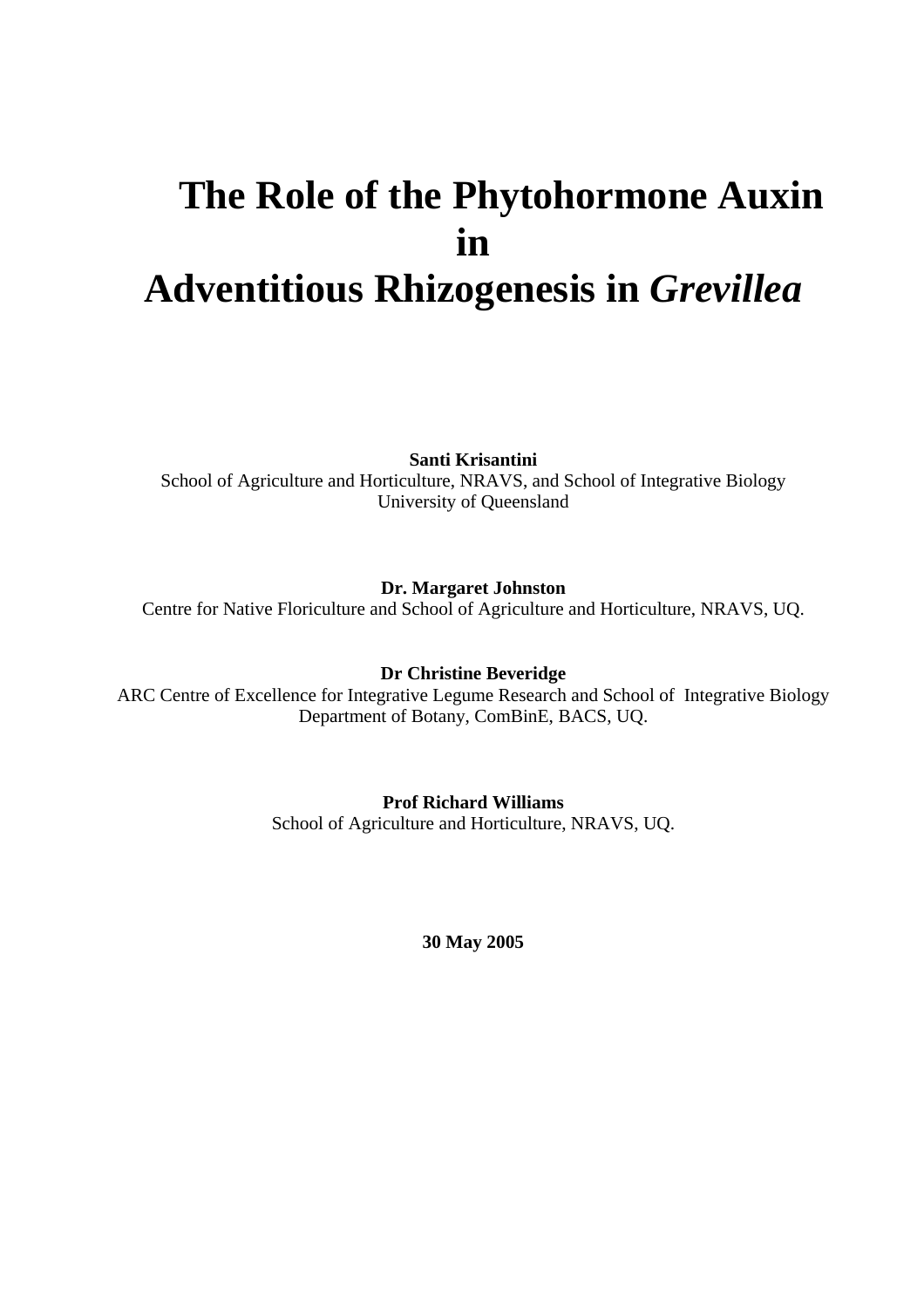# The Role of the Phytohormone Auxin in Adventitious Rhizogenesis in *Grevillea*

**Santi Krisantini**
School of Agriculture and Horticulture, NRAVS, and School of Integrative Biology
University of Queensland

**Dr. Margaret Johnston**
Centre for Native Floriculture and School of Agriculture and Horticulture, NRAVS, UQ.

**Dr Christine Beveridge**
ARC Centre of Excellence for Integrative Legume Research and School of Integrative Biology
Department of Botany, ComBinE, BACS, UQ.

**Prof Richard Williams**
School of Agriculture and Horticulture, NRAVS, UQ.

**30 May 2005**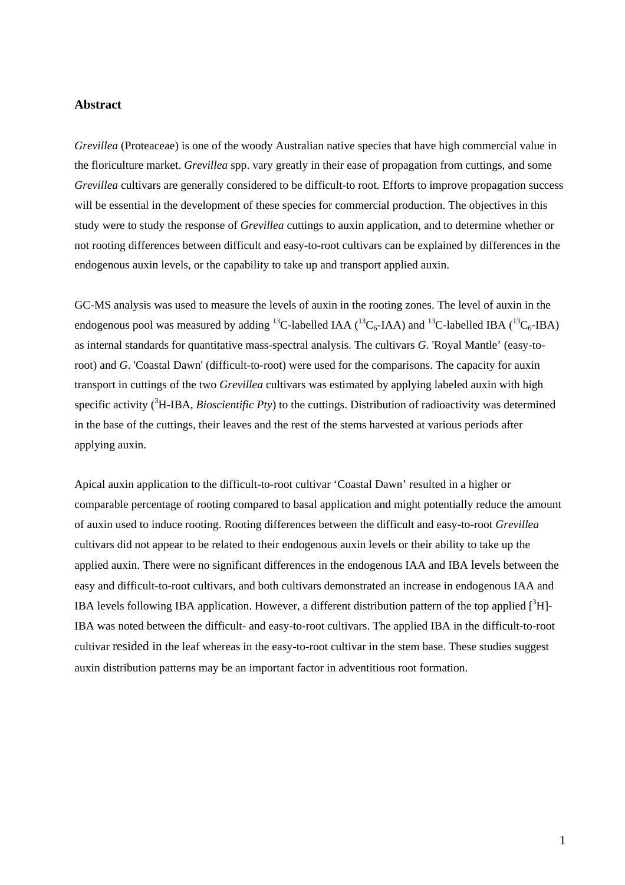## Abstract

*Grevillea* (Proteaceae) is one of the woody Australian native species that have high commercial value in the floriculture market. *Grevillea* spp. vary greatly in their ease of propagation from cuttings, and some *Grevillea* cultivars are generally considered to be difficult-to root. Efforts to improve propagation success will be essential in the development of these species for commercial production. The objectives in this study were to study the response of *Grevillea* cuttings to auxin application, and to determine whether or not rooting differences between difficult and easy-to-root cultivars can be explained by differences in the endogenous auxin levels, or the capability to take up and transport applied auxin.

GC-MS analysis was used to measure the levels of auxin in the rooting zones. The level of auxin in the endogenous pool was measured by adding $^{13}$C-labelled IAA ($^{13}C_6$-IAA) and $^{13}$C-labelled IBA ($^{13}C_6$-IBA) as internal standards for quantitative mass-spectral analysis. The cultivars *G*. 'Royal Mantle' (easy-to-root) and *G*. 'Coastal Dawn' (difficult-to-root) were used for the comparisons. The capacity for auxin transport in cuttings of the two *Grevillea* cultivars was estimated by applying labeled auxin with high specific activity ($^3$H-IBA, *Bioscientific Pty*) to the cuttings. Distribution of radioactivity was determined in the base of the cuttings, their leaves and the rest of the stems harvested at various periods after applying auxin.

Apical auxin application to the difficult-to-root cultivar 'Coastal Dawn' resulted in a higher or comparable percentage of rooting compared to basal application and might potentially reduce the amount of auxin used to induce rooting. Rooting differences between the difficult and easy-to-root *Grevillea* cultivars did not appear to be related to their endogenous auxin levels or their ability to take up the applied auxin. There were no significant differences in the endogenous IAA and IBA levels between the easy and difficult-to-root cultivars, and both cultivars demonstrated an increase in endogenous IAA and IBA levels following IBA application. However, a different distribution pattern of the top applied [$^3$H]-IBA was noted between the difficult- and easy-to-root cultivars. The applied IBA in the difficult-to-root cultivar resided in the leaf whereas in the easy-to-root cultivar in the stem base. These studies suggest auxin distribution patterns may be an important factor in adventitious root formation.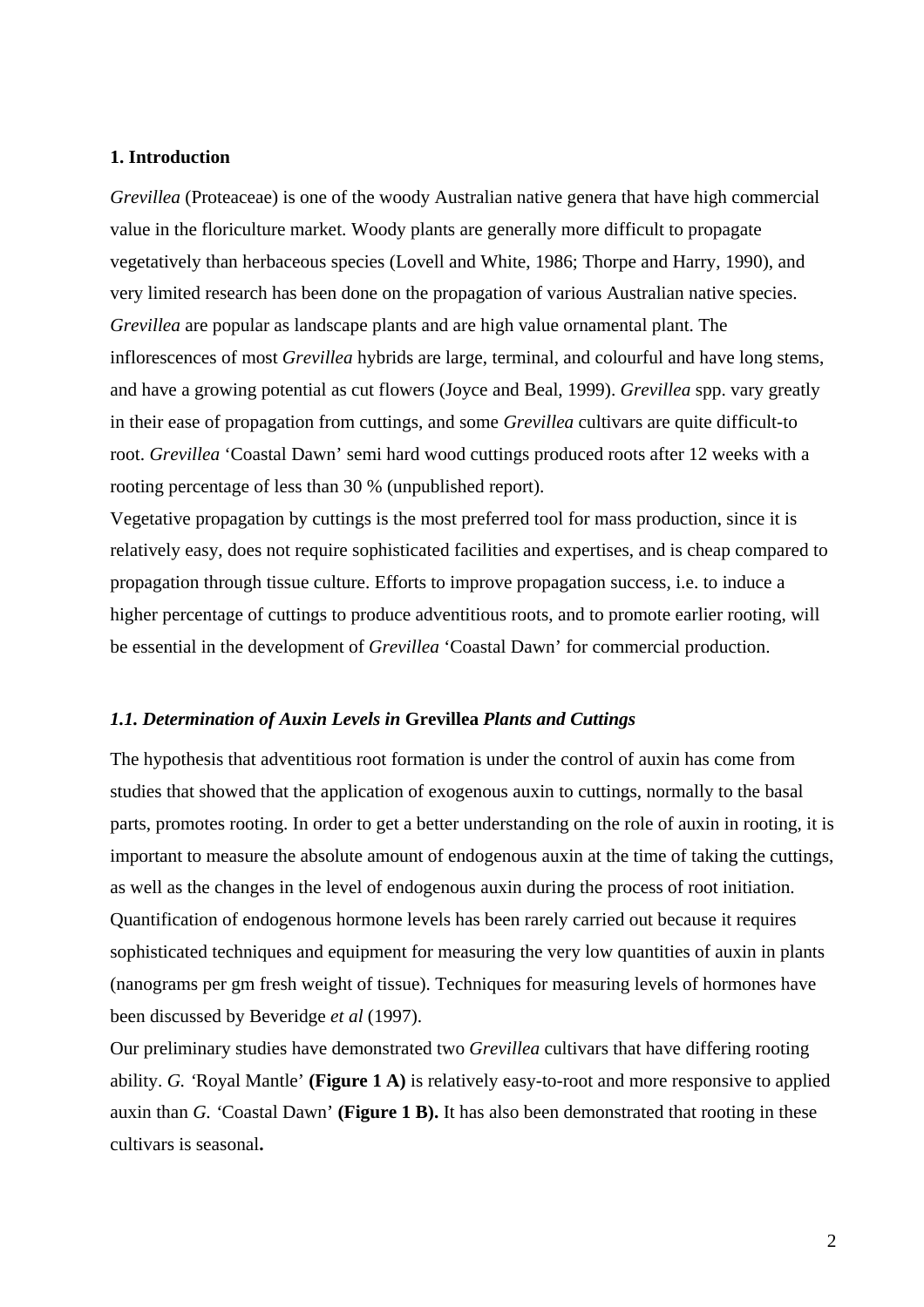## 1. Introduction

*Grevillea* (Proteaceae) is one of the woody Australian native genera that have high commercial value in the floriculture market. Woody plants are generally more difficult to propagate vegetatively than herbaceous species (Lovell and White, 1986; Thorpe and Harry, 1990), and very limited research has been done on the propagation of various Australian native species. *Grevillea* are popular as landscape plants and are high value ornamental plant. The inflorescences of most *Grevillea* hybrids are large, terminal, and colourful and have long stems, and have a growing potential as cut flowers (Joyce and Beal, 1999). *Grevillea* spp. vary greatly in their ease of propagation from cuttings, and some *Grevillea* cultivars are quite difficult-to root. *Grevillea* 'Coastal Dawn' semi hard wood cuttings produced roots after 12 weeks with a rooting percentage of less than 30 % (unpublished report).

Vegetative propagation by cuttings is the most preferred tool for mass production, since it is relatively easy, does not require sophisticated facilities and expertises, and is cheap compared to propagation through tissue culture. Efforts to improve propagation success, i.e. to induce a higher percentage of cuttings to produce adventitious roots, and to promote earlier rooting, will be essential in the development of *Grevillea* 'Coastal Dawn' for commercial production.

### *1.1. Determination of Auxin Levels in* **Grevillea** *Plants and Cuttings*

The hypothesis that adventitious root formation is under the control of auxin has come from studies that showed that the application of exogenous auxin to cuttings, normally to the basal parts, promotes rooting. In order to get a better understanding on the role of auxin in rooting, it is important to measure the absolute amount of endogenous auxin at the time of taking the cuttings, as well as the changes in the level of endogenous auxin during the process of root initiation. Quantification of endogenous hormone levels has been rarely carried out because it requires sophisticated techniques and equipment for measuring the very low quantities of auxin in plants (nanograms per gm fresh weight of tissue). Techniques for measuring levels of hormones have been discussed by Beveridge *et al* (1997).

Our preliminary studies have demonstrated two *Grevillea* cultivars that have differing rooting ability. *G.* 'Royal Mantle' **(Figure 1 A)** is relatively easy-to-root and more responsive to applied auxin than *G.* 'Coastal Dawn' **(Figure 1 B).** It has also been demonstrated that rooting in these cultivars is seasonal**.**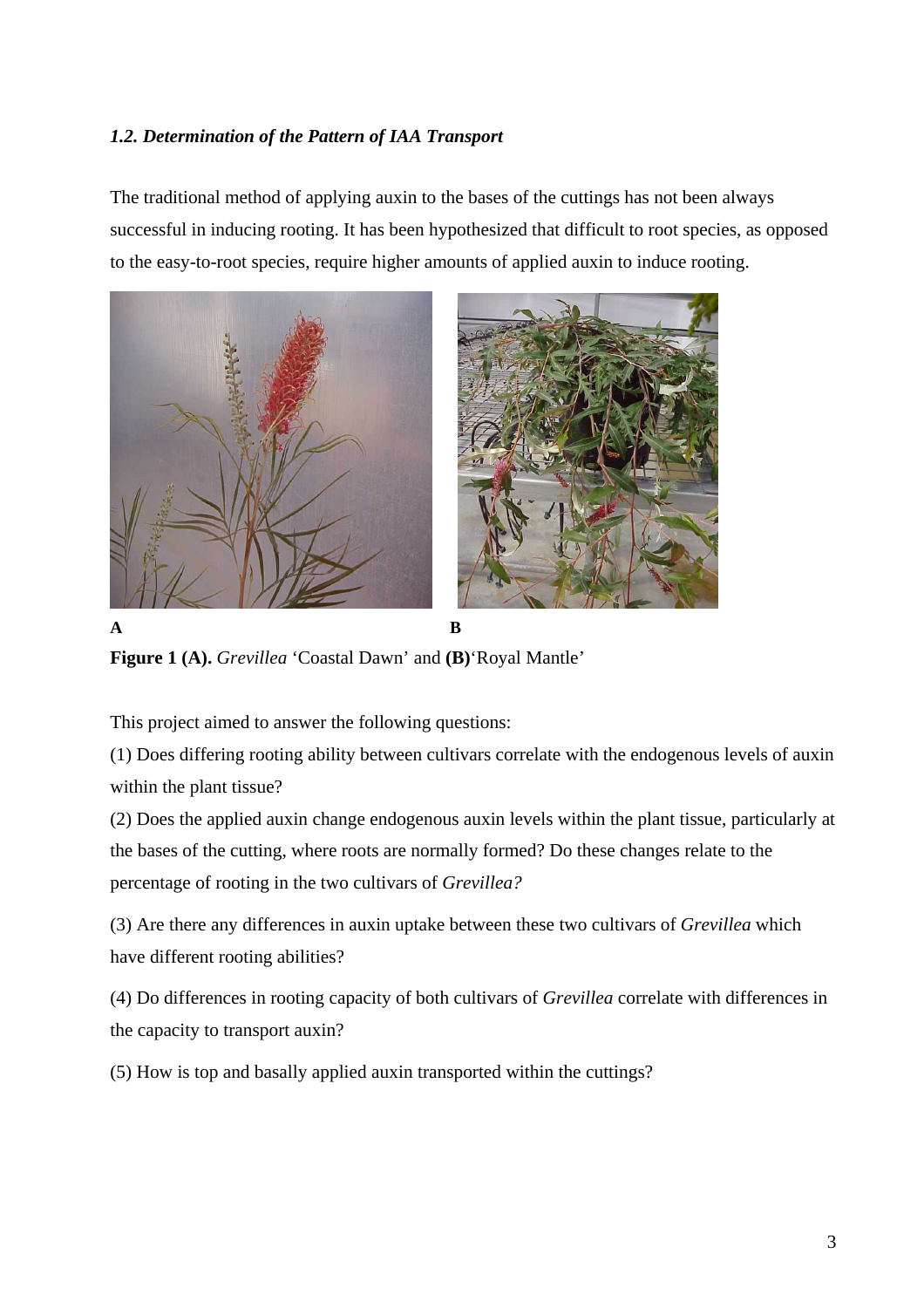### *1.2. Determination of the Pattern of IAA Transport*

The traditional method of applying auxin to the bases of the cuttings has not been always successful in inducing rooting. It has been hypothesized that difficult to root species, as opposed to the easy-to-root species, require higher amounts of applied auxin to induce rooting.

A

B

**Figure 1 (A).** *Grevillea* 'Coastal Dawn' and **(B)**'Royal Mantle'

This project aimed to answer the following questions:

(1) Does differing rooting ability between cultivars correlate with the endogenous levels of auxin within the plant tissue?

(2) Does the applied auxin change endogenous auxin levels within the plant tissue, particularly at the bases of the cutting, where roots are normally formed? Do these changes relate to the percentage of rooting in the two cultivars of *Grevillea?*

(3) Are there any differences in auxin uptake between these two cultivars of *Grevillea* which have different rooting abilities?

(4) Do differences in rooting capacity of both cultivars of *Grevillea* correlate with differences in the capacity to transport auxin?

(5) How is top and basally applied auxin transported within the cuttings?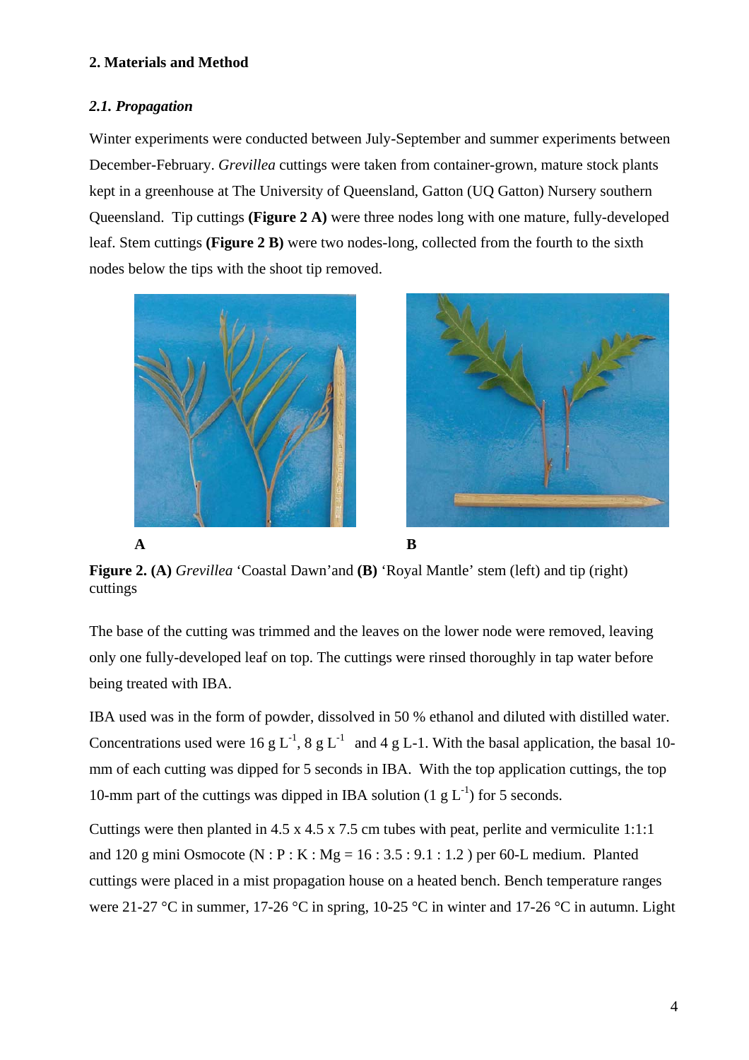## 2. Materials and Method

### *2.1. Propagation*

Winter experiments were conducted between July-September and summer experiments between December-February. *Grevillea* cuttings were taken from container-grown, mature stock plants kept in a greenhouse at The University of Queensland, Gatton (UQ Gatton) Nursery southern Queensland. Tip cuttings **(Figure 2 A)** were three nodes long with one mature, fully-developed leaf. Stem cuttings **(Figure 2 B)** were two nodes-long, collected from the fourth to the sixth nodes below the tips with the shoot tip removed.

A B

**Figure 2. (A)** *Grevillea* 'Coastal Dawn'and **(B)** 'Royal Mantle' stem (left) and tip (right) cuttings

The base of the cutting was trimmed and the leaves on the lower node were removed, leaving only one fully-developed leaf on top. The cuttings were rinsed thoroughly in tap water before being treated with IBA.

IBA used was in the form of powder, dissolved in 50 % ethanol and diluted with distilled water. Concentrations used were 16 g $L^{-1}$, 8 g $L^{-1}$ and 4 g L-1. With the basal application, the basal 10-mm of each cutting was dipped for 5 seconds in IBA. With the top application cuttings, the top 10-mm part of the cuttings was dipped in IBA solution (1 g $L^{-1}$) for 5 seconds.

Cuttings were then planted in 4.5 x 4.5 x 7.5 cm tubes with peat, perlite and vermiculite 1:1:1 and 120 g mini Osmocote (N : P : K : Mg = 16 : 3.5 : 9.1 : 1.2 ) per 60-L medium. Planted cuttings were placed in a mist propagation house on a heated bench. Bench temperature ranges were 21-27 °C in summer, 17-26 °C in spring, 10-25 °C in winter and 17-26 °C in autumn. Light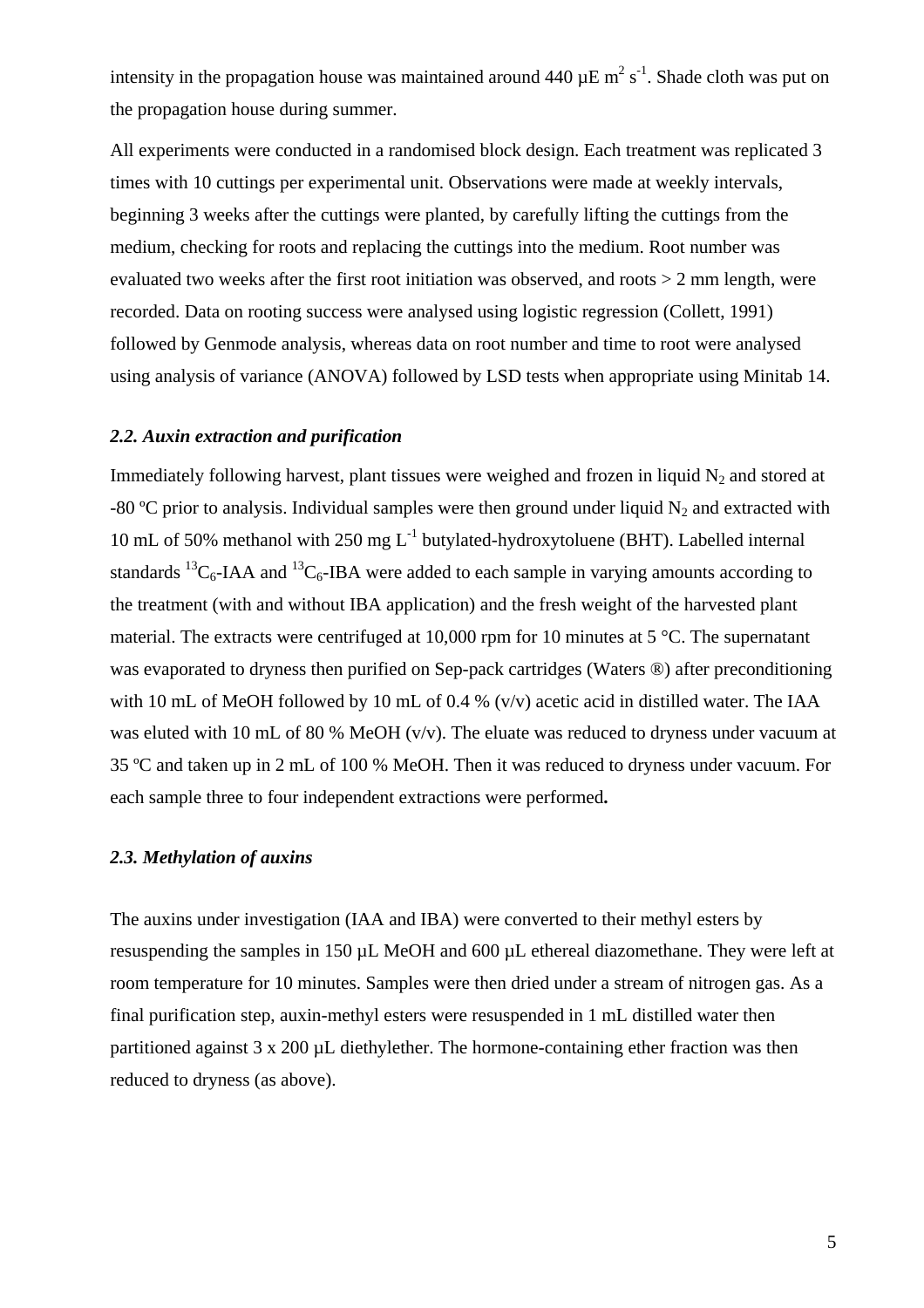intensity in the propagation house was maintained around 440 µE $m^2$ $s^{-1}$. Shade cloth was put on the propagation house during summer.

All experiments were conducted in a randomised block design. Each treatment was replicated 3 times with 10 cuttings per experimental unit. Observations were made at weekly intervals, beginning 3 weeks after the cuttings were planted, by carefully lifting the cuttings from the medium, checking for roots and replacing the cuttings into the medium. Root number was evaluated two weeks after the first root initiation was observed, and roots > 2 mm length, were recorded. Data on rooting success were analysed using logistic regression (Collett, 1991) followed by Genmode analysis, whereas data on root number and time to root were analysed using analysis of variance (ANOVA) followed by LSD tests when appropriate using Minitab 14.

### *2.2. Auxin extraction and purification*

Immediately following harvest, plant tissues were weighed and frozen in liquid $N_2$ and stored at -80 ºC prior to analysis. Individual samples were then ground under liquid $N_2$ and extracted with 10 mL of 50% methanol with 250 mg $L^{-1}$ butylated-hydroxytoluene (BHT). Labelled internal standards $^{13}C_6$-IAA and $^{13}C_6$-IBA were added to each sample in varying amounts according to the treatment (with and without IBA application) and the fresh weight of the harvested plant material. The extracts were centrifuged at 10,000 rpm for 10 minutes at 5 °C. The supernatant was evaporated to dryness then purified on Sep-pack cartridges (Waters ®) after preconditioning with 10 mL of MeOH followed by 10 mL of 0.4 % (v/v) acetic acid in distilled water. The IAA was eluted with 10 mL of 80 % MeOH (v/v). The eluate was reduced to dryness under vacuum at 35 ºC and taken up in 2 mL of 100 % MeOH. Then it was reduced to dryness under vacuum. For each sample three to four independent extractions were performed**.**

### *2.3. Methylation of auxins*

The auxins under investigation (IAA and IBA) were converted to their methyl esters by resuspending the samples in 150 µL MeOH and 600 µL ethereal diazomethane. They were left at room temperature for 10 minutes. Samples were then dried under a stream of nitrogen gas. As a final purification step, auxin-methyl esters were resuspended in 1 mL distilled water then partitioned against 3 x 200 µL diethylether. The hormone-containing ether fraction was then reduced to dryness (as above).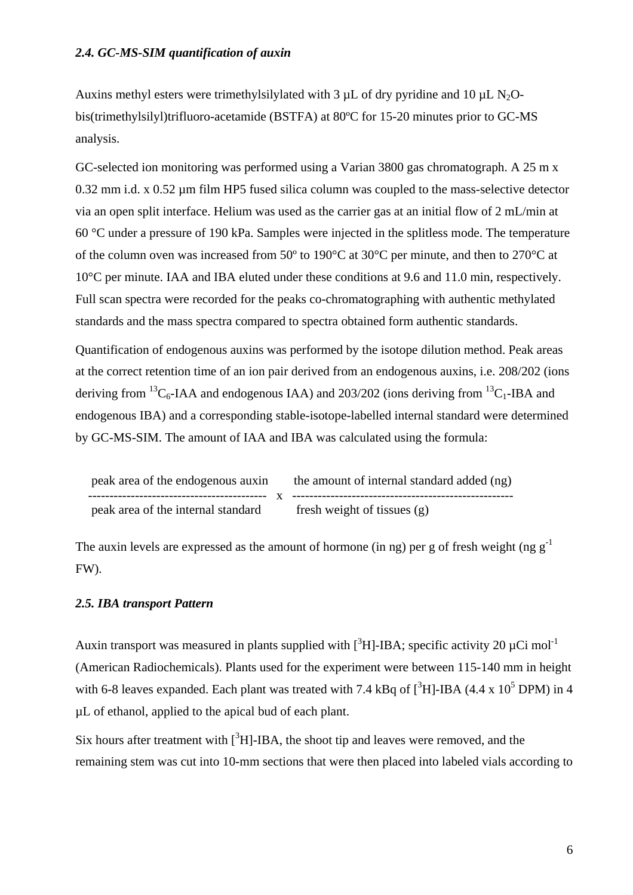### *2.4. GC-MS-SIM quantification of auxin*

Auxins methyl esters were trimethylsilylated with 3 µL of dry pyridine and 10 µL $N_2O$-bis(trimethylsilyl)trifluoro-acetamide (BSTFA) at 80ºC for 15-20 minutes prior to GC-MS analysis.

GC-selected ion monitoring was performed using a Varian 3800 gas chromatograph. A 25 m x 0.32 mm i.d. x 0.52 µm film HP5 fused silica column was coupled to the mass-selective detector via an open split interface. Helium was used as the carrier gas at an initial flow of 2 mL/min at 60 °C under a pressure of 190 kPa. Samples were injected in the splitless mode. The temperature of the column oven was increased from 50º to 190°C at 30°C per minute, and then to 270°C at 10°C per minute. IAA and IBA eluted under these conditions at 9.6 and 11.0 min, respectively. Full scan spectra were recorded for the peaks co-chromatographing with authentic methylated standards and the mass spectra compared to spectra obtained form authentic standards.

Quantification of endogenous auxins was performed by the isotope dilution method. Peak areas at the correct retention time of an ion pair derived from an endogenous auxins, i.e. 208/202 (ions deriving from $^{13}C_6$-IAA and endogenous IAA) and 203/202 (ions deriving from $^{13}C_1$-IBA and endogenous IBA) and a corresponding stable-isotope-labelled internal standard were determined by GC-MS-SIM. The amount of IAA and IBA was calculated using the formula:

$$\frac{\text{peak area of the endogenous auxin}}{\text{peak area of the internal standard}} \times \frac{\text{the amount of internal standard added (ng)}}{\text{fresh weight of tissues (g)}}$$

The auxin levels are expressed as the amount of hormone (in ng) per g of fresh weight (ng $g^{-1}$ FW).

### *2.5. IBA transport Pattern*

Auxin transport was measured in plants supplied with [$^3$H]-IBA; specific activity 20 µCi $mol^{-1}$ (American Radiochemicals). Plants used for the experiment were between 115-140 mm in height with 6-8 leaves expanded. Each plant was treated with 7.4 kBq of [$^3$H]-IBA (4.4 x $10^5$ DPM) in 4 µL of ethanol, applied to the apical bud of each plant.

Six hours after treatment with [$^3$H]-IBA, the shoot tip and leaves were removed, and the remaining stem was cut into 10-mm sections that were then placed into labeled vials according to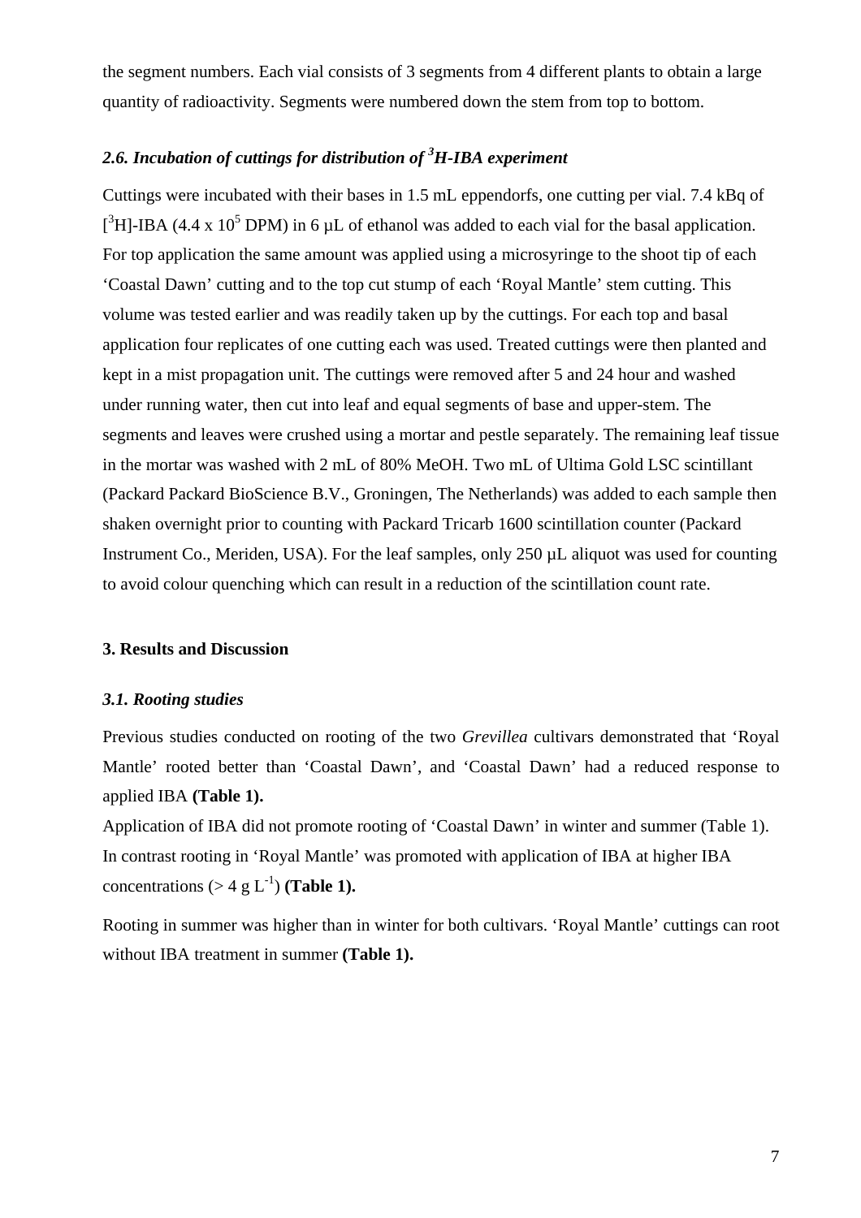the segment numbers. Each vial consists of 3 segments from 4 different plants to obtain a large quantity of radioactivity. Segments were numbered down the stem from top to bottom.

### *2.6. Incubation of cuttings for distribution of $^{3}$H-IBA experiment*

Cuttings were incubated with their bases in 1.5 mL eppendorfs, one cutting per vial. 7.4 kBq of [$^{3}$H]-IBA (4.4 x $10^{5}$ DPM) in 6 µL of ethanol was added to each vial for the basal application. For top application the same amount was applied using a microsyringe to the shoot tip of each 'Coastal Dawn' cutting and to the top cut stump of each 'Royal Mantle' stem cutting. This volume was tested earlier and was readily taken up by the cuttings. For each top and basal application four replicates of one cutting each was used. Treated cuttings were then planted and kept in a mist propagation unit. The cuttings were removed after 5 and 24 hour and washed under running water, then cut into leaf and equal segments of base and upper-stem. The segments and leaves were crushed using a mortar and pestle separately. The remaining leaf tissue in the mortar was washed with 2 mL of 80% MeOH. Two mL of Ultima Gold LSC scintillant (Packard Packard BioScience B.V., Groningen, The Netherlands) was added to each sample then shaken overnight prior to counting with Packard Tricarb 1600 scintillation counter (Packard Instrument Co., Meriden, USA). For the leaf samples, only 250 µL aliquot was used for counting to avoid colour quenching which can result in a reduction of the scintillation count rate.

## 3. Results and Discussion

### *3.1. Rooting studies*

Previous studies conducted on rooting of the two *Grevillea* cultivars demonstrated that 'Royal Mantle' rooted better than 'Coastal Dawn', and 'Coastal Dawn' had a reduced response to applied IBA **(Table 1).**

Application of IBA did not promote rooting of 'Coastal Dawn' in winter and summer (Table 1). In contrast rooting in 'Royal Mantle' was promoted with application of IBA at higher IBA concentrations (> 4 g $L^{-1}$) **(Table 1).**

Rooting in summer was higher than in winter for both cultivars. 'Royal Mantle' cuttings can root without IBA treatment in summer **(Table 1).**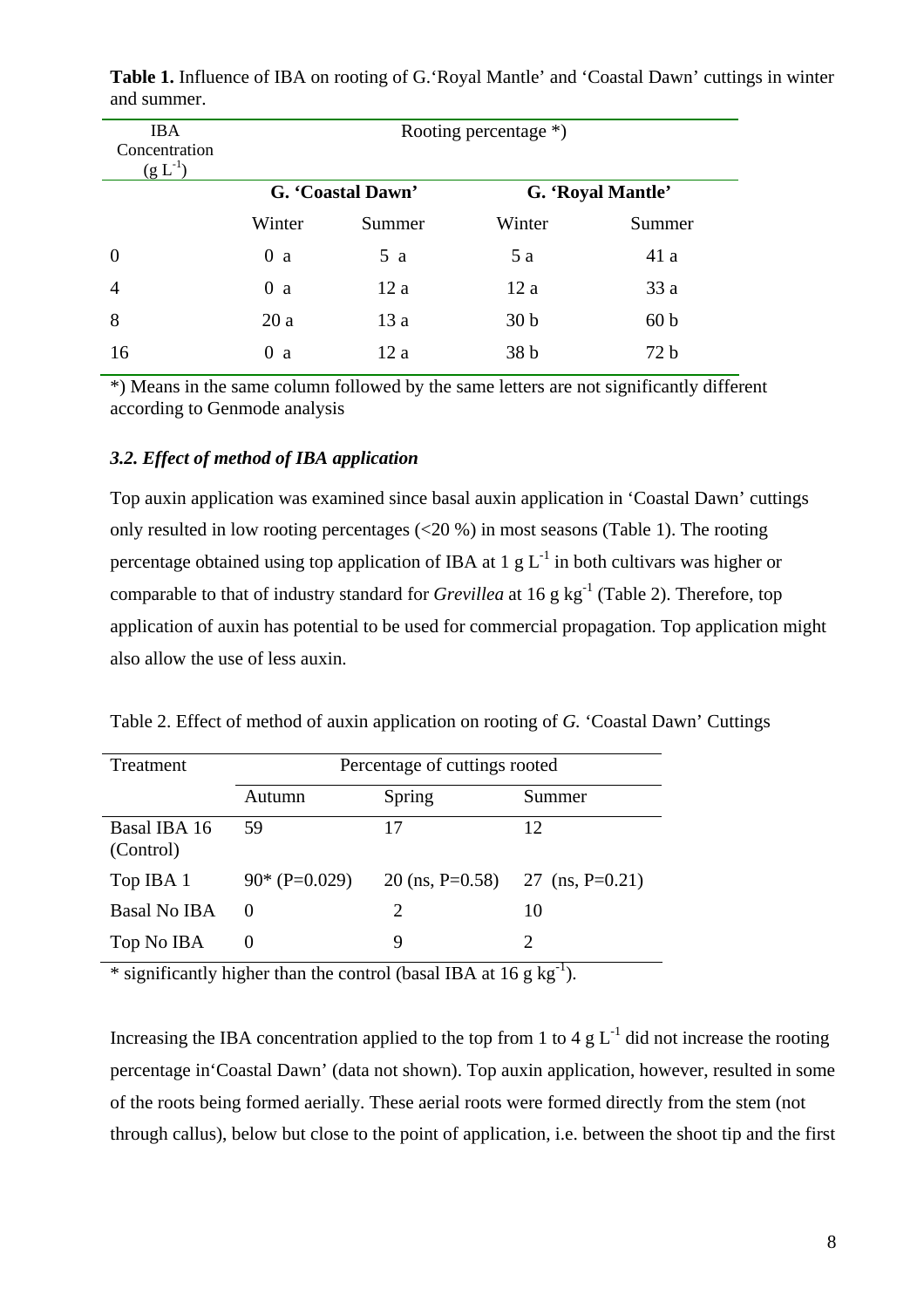**Table 1.** Influence of IBA on rooting of G.'Royal Mantle' and 'Coastal Dawn' cuttings in winter and summer.

| IBA Concentration ($g L^{-1}$) | Rooting percentage *) | | | |
|---|---|---|---|---|
| | **G. 'Coastal Dawn'** | | **G. 'Royal Mantle'** | |
| | Winter | Summer | Winter | Summer |
| 0 | 0 a | 5 a | 5 a | 41 a |
| 4 | 0 a | 12 a | 12 a | 33 a |
| 8 | 20 a | 13 a | 30 b | 60 b |
| 16 | 0 a | 12 a | 38 b | 72 b |

*) Means in the same column followed by the same letters are not significantly different according to Genmode analysis

### *3.2. Effect of method of IBA application*

Top auxin application was examined since basal auxin application in 'Coastal Dawn' cuttings only resulted in low rooting percentages (<20 %) in most seasons (Table 1). The rooting percentage obtained using top application of IBA at 1 $g L^{-1}$ in both cultivars was higher or comparable to that of industry standard for *Grevillea* at 16 $g kg^{-1}$ (Table 2). Therefore, top application of auxin has potential to be used for commercial propagation. Top application might also allow the use of less auxin.

Table 2. Effect of method of auxin application on rooting of *G.* 'Coastal Dawn' Cuttings

| Treatment | Percentage of cuttings rooted | | |
|---|---|---|---|
| | Autumn | Spring | Summer |
| Basal IBA 16 (Control) | 59 | 17 | 12 |
| Top IBA 1 | 90* (P=0.029) | 20 (ns, P=0.58) | 27 (ns, P=0.21) |
| Basal No IBA | 0 | 2 | 10 |
| Top No IBA | 0 | 9 | 2 |

* significantly higher than the control (basal IBA at 16 $g kg^{-1}$).

Increasing the IBA concentration applied to the top from 1 to 4 $g L^{-1}$ did not increase the rooting percentage in'Coastal Dawn' (data not shown). Top auxin application, however, resulted in some of the roots being formed aerially. These aerial roots were formed directly from the stem (not through callus), below but close to the point of application, i.e. between the shoot tip and the first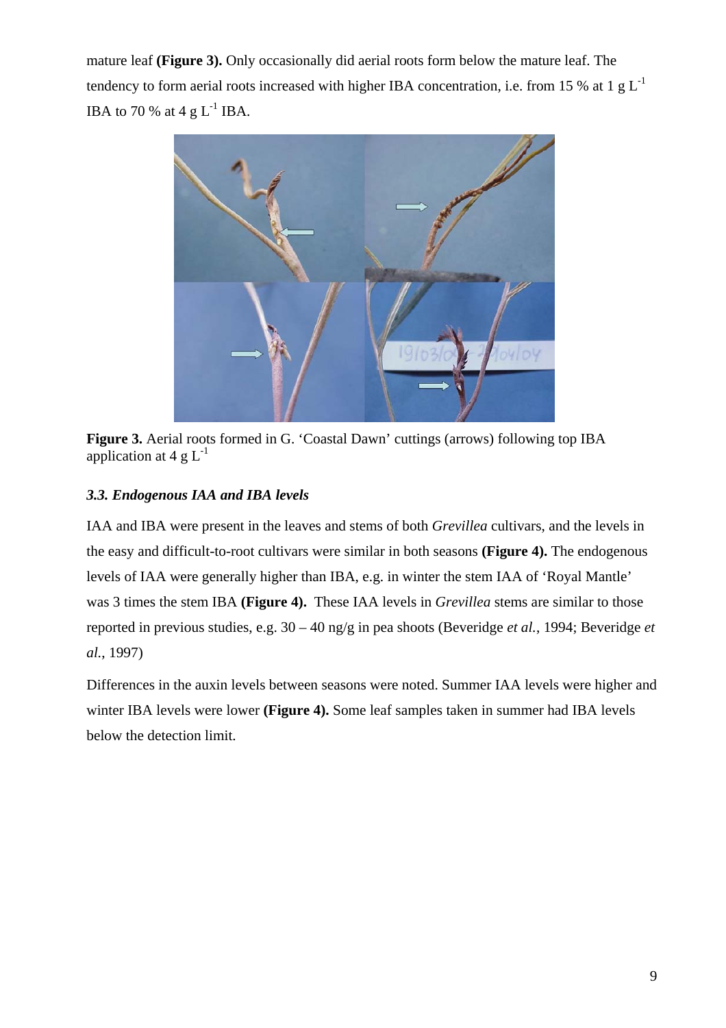mature leaf **(Figure 3).** Only occasionally did aerial roots form below the mature leaf. The tendency to form aerial roots increased with higher IBA concentration, i.e. from 15 % at 1 g $L^{-1}$ IBA to 70 % at 4 g $L^{-1}$ IBA.

**Figure 3.** Aerial roots formed in G. 'Coastal Dawn' cuttings (arrows) following top IBA application at 4 g $L^{-1}$

### *3.3. Endogenous IAA and IBA levels*

IAA and IBA were present in the leaves and stems of both *Grevillea* cultivars, and the levels in the easy and difficult-to-root cultivars were similar in both seasons **(Figure 4).** The endogenous levels of IAA were generally higher than IBA, e.g. in winter the stem IAA of 'Royal Mantle' was 3 times the stem IBA **(Figure 4).** These IAA levels in *Grevillea* stems are similar to those reported in previous studies, e.g. 30 – 40 ng/g in pea shoots (Beveridge *et al.*, 1994; Beveridge *et al.*, 1997)

Differences in the auxin levels between seasons were noted. Summer IAA levels were higher and winter IBA levels were lower **(Figure 4).** Some leaf samples taken in summer had IBA levels below the detection limit.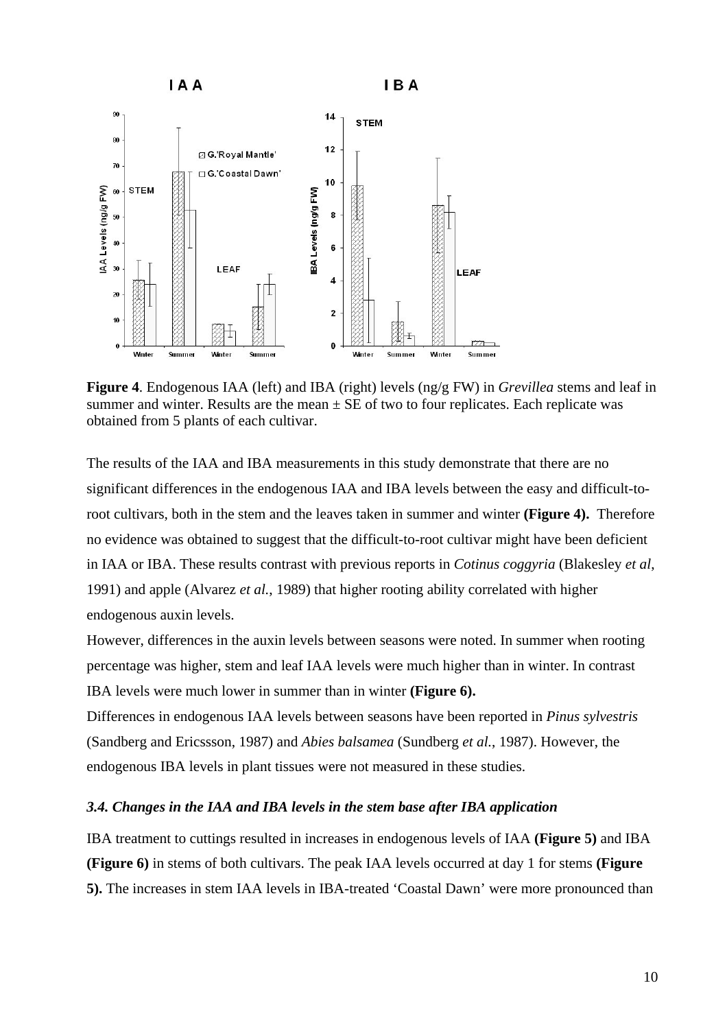**Figure 4**. Endogenous IAA (left) and IBA (right) levels (ng/g FW) in *Grevillea* stems and leaf in summer and winter. Results are the mean ± SE of two to four replicates. Each replicate was obtained from 5 plants of each cultivar.

The results of the IAA and IBA measurements in this study demonstrate that there are no significant differences in the endogenous IAA and IBA levels between the easy and difficult-to-root cultivars, both in the stem and the leaves taken in summer and winter **(Figure 4).** Therefore no evidence was obtained to suggest that the difficult-to-root cultivar might have been deficient in IAA or IBA. These results contrast with previous reports in *Cotinus coggyria* (Blakesley *et al*, 1991) and apple (Alvarez *et al.*, 1989) that higher rooting ability correlated with higher endogenous auxin levels.

However, differences in the auxin levels between seasons were noted. In summer when rooting percentage was higher, stem and leaf IAA levels were much higher than in winter. In contrast IBA levels were much lower in summer than in winter **(Figure 6).**

Differences in endogenous IAA levels between seasons have been reported in *Pinus sylvestris* (Sandberg and Ericsson, 1987) and *Abies balsamea* (Sundberg *et al.*, 1987). However, the endogenous IBA levels in plant tissues were not measured in these studies.

### *3.4. Changes in the IAA and IBA levels in the stem base after IBA application*

IBA treatment to cuttings resulted in increases in endogenous levels of IAA **(Figure 5)** and IBA **(Figure 6)** in stems of both cultivars. The peak IAA levels occurred at day 1 for stems **(Figure 5).** The increases in stem IAA levels in IBA-treated 'Coastal Dawn' were more pronounced than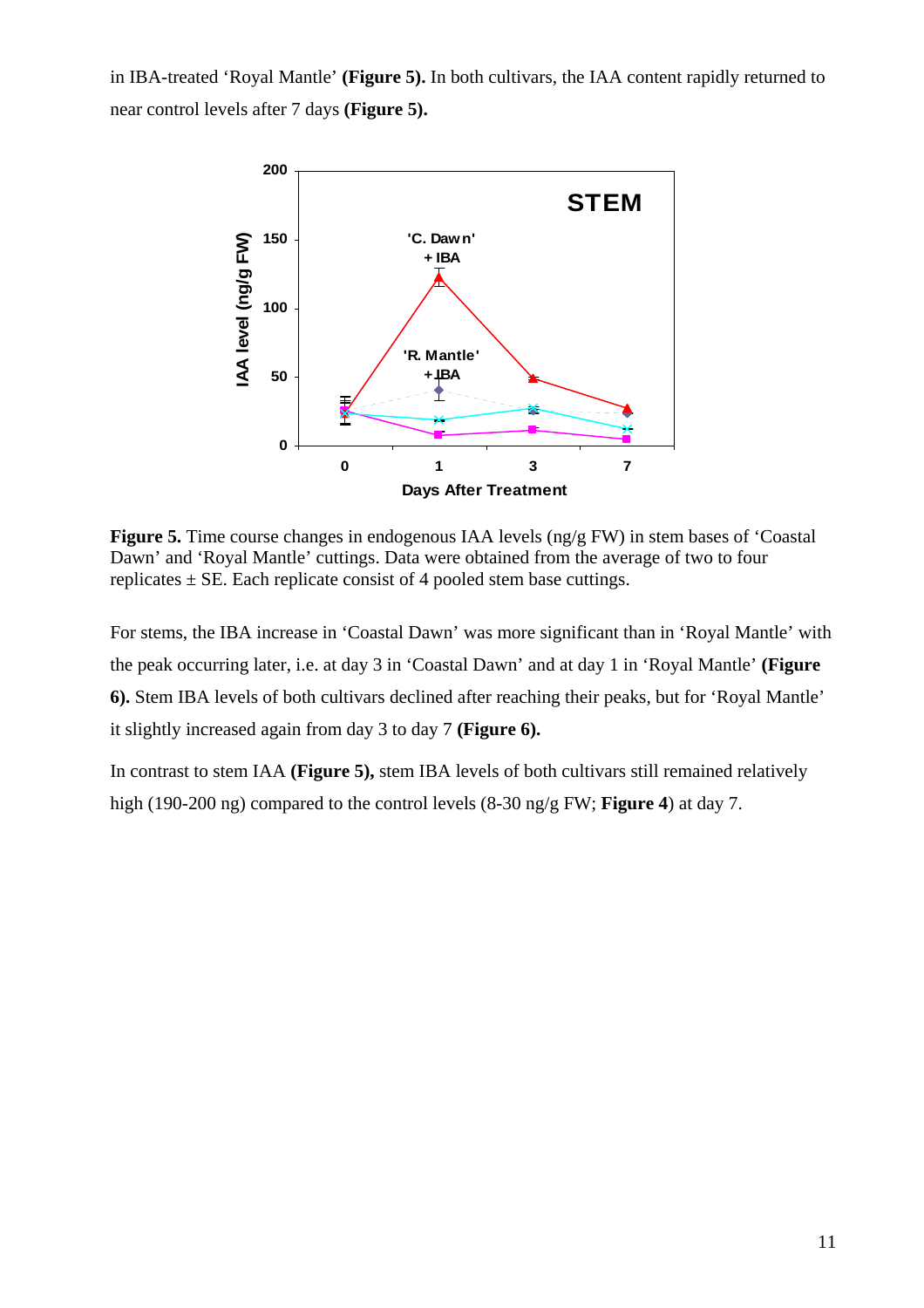in IBA-treated ‘Royal Mantle’ **(Figure 5).** In both cultivars, the IAA content rapidly returned to near control levels after 7 days **(Figure 5).**

STEM

'C. Dawn' + IBA

'R. Mantle' + IBA

IAA level (ng/g FW)

200
150
100
50
0

0
1
3
7

Days After Treatment

**Figure 5.** Time course changes in endogenous IAA levels (ng/g FW) in stem bases of ‘Coastal Dawn’ and ‘Royal Mantle’ cuttings. Data were obtained from the average of two to four replicates ± SE. Each replicate consist of 4 pooled stem base cuttings.

For stems, the IBA increase in ‘Coastal Dawn’ was more significant than in ‘Royal Mantle’ with the peak occurring later, i.e. at day 3 in ‘Coastal Dawn’ and at day 1 in ‘Royal Mantle’ **(Figure 6).** Stem IBA levels of both cultivars declined after reaching their peaks, but for ‘Royal Mantle’ it slightly increased again from day 3 to day 7 **(Figure 6).**

In contrast to stem IAA **(Figure 5),** stem IBA levels of both cultivars still remained relatively high (190-200 ng) compared to the control levels (8-30 ng/g FW; **Figure 4**) at day 7.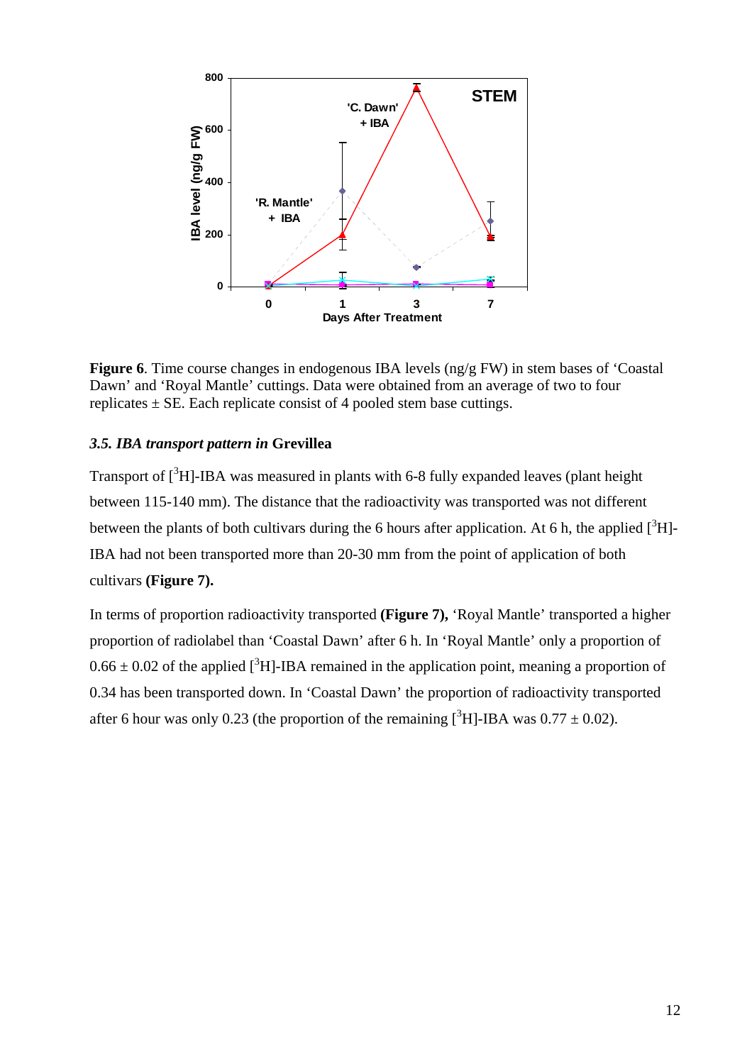STEM

'C. Dawn' + IBA

'R. Mantle' + IBA

IBA level (ng/g FW)

800
600
400
200
0

0
1
3
7

Days After Treatment

**Figure 6**. Time course changes in endogenous IBA levels (ng/g FW) in stem bases of 'Coastal Dawn' and 'Royal Mantle' cuttings. Data were obtained from an average of two to four replicates ± SE. Each replicate consist of 4 pooled stem base cuttings.

### *3.5. IBA transport pattern in* **Grevillea**

Transport of [$^{3}$H]-IBA was measured in plants with 6-8 fully expanded leaves (plant height between 115-140 mm). The distance that the radioactivity was transported was not different between the plants of both cultivars during the 6 hours after application. At 6 h, the applied [$^{3}$H]-IBA had not been transported more than 20-30 mm from the point of application of both cultivars **(Figure 7).**

In terms of proportion radioactivity transported **(Figure 7),** 'Royal Mantle' transported a higher proportion of radiolabel than 'Coastal Dawn' after 6 h. In 'Royal Mantle' only a proportion of $0.66 \pm 0.02$ of the applied [$^{3}$H]-IBA remained in the application point, meaning a proportion of 0.34 has been transported down. In 'Coastal Dawn' the proportion of radioactivity transported after 6 hour was only 0.23 (the proportion of the remaining [$^{3}$H]-IBA was $0.77 \pm 0.02$).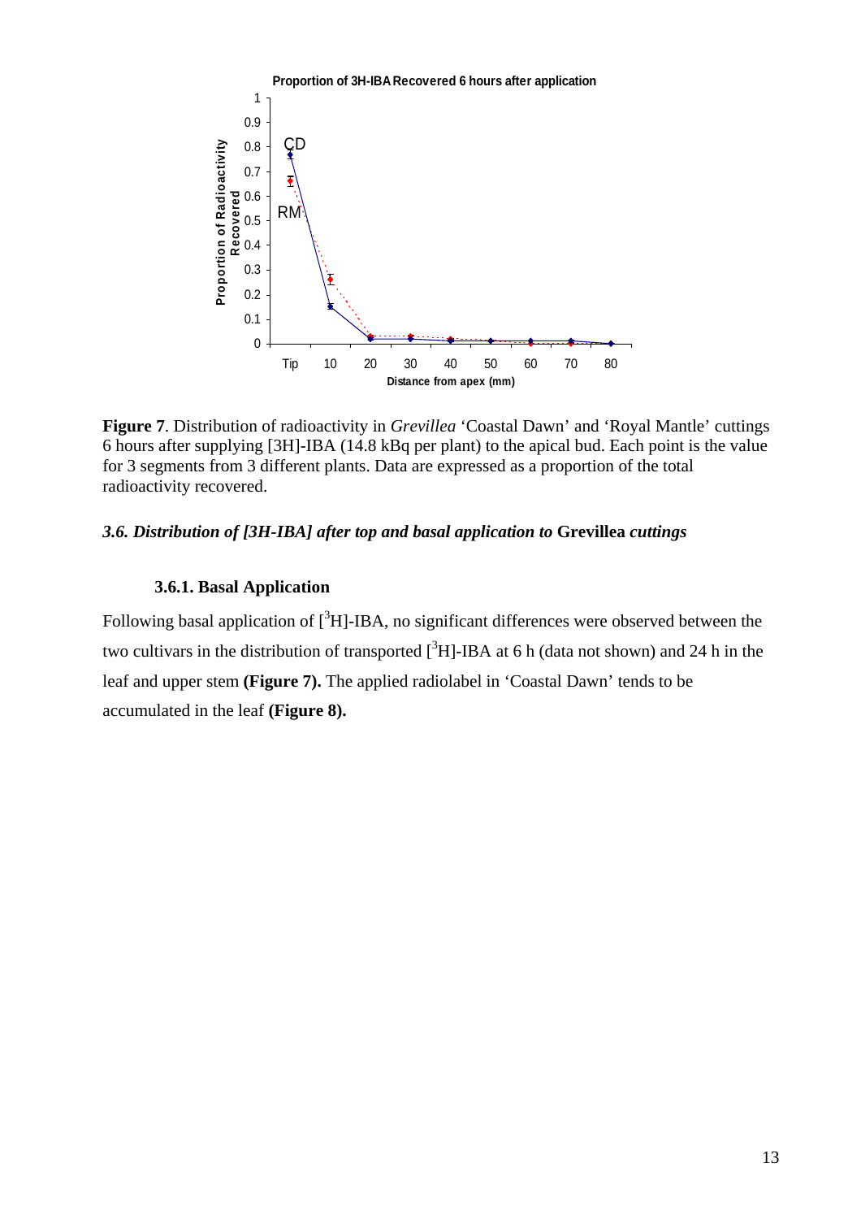Proportion of 3H-IBA Recovered 6 hours after application

Proportion of Radioactivity Recovered

1
0.9
0.8
0.7
0.6
0.5
0.4
0.3
0.2
0.1
0

CD

RM

Tip 10 20 30 40 50 60 70 80

Distance from apex (mm)

**Figure 7**. Distribution of radioactivity in *Grevillea* 'Coastal Dawn' and 'Royal Mantle' cuttings 6 hours after supplying [3H]-IBA (14.8 kBq per plant) to the apical bud. Each point is the value for 3 segments from 3 different plants. Data are expressed as a proportion of the total radioactivity recovered.

### *3.6. Distribution of [3H-IBA] after top and basal application to* **Grevillea** *cuttings*

#### 3.6.1. Basal Application

Following basal application of [$^3$H]-IBA, no significant differences were observed between the two cultivars in the distribution of transported [$^3$H]-IBA at 6 h (data not shown) and 24 h in the leaf and upper stem **(Figure 7).** The applied radiolabel in 'Coastal Dawn' tends to be accumulated in the leaf **(Figure 8).**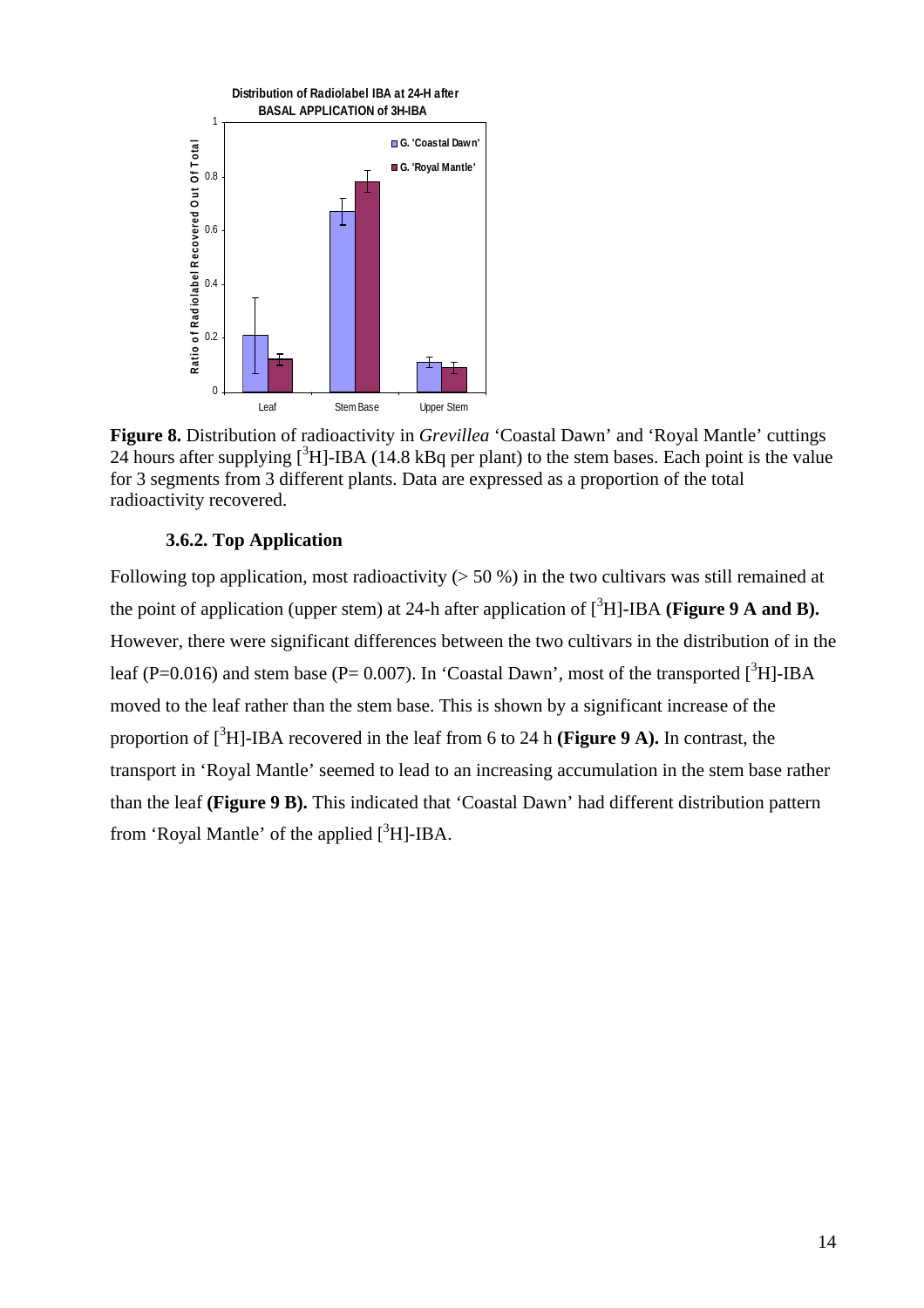Distribution of Radiolabel IBA at 24-H after BASAL APPLICATION of 3H-IBA

Ratio of Radiolabel Recovered Out Of Total

1
0.8
0.6
0.4
0.2
0

G. 'Coastal Dawn'
G. 'Royal Mantle'

Leaf
Stem Base
Upper Stem

**Figure 8.** Distribution of radioactivity in *Grevillea* 'Coastal Dawn' and 'Royal Mantle' cuttings 24 hours after supplying [$^3$H]-IBA (14.8 kBq per plant) to the stem bases. Each point is the value for 3 segments from 3 different plants. Data are expressed as a proportion of the total radioactivity recovered.

### 3.6.2. Top Application

Following top application, most radioactivity (> 50 %) in the two cultivars was still remained at the point of application (upper stem) at 24-h after application of [$^3$H]-IBA **(Figure 9 A and B).** However, there were significant differences between the two cultivars in the distribution of in the leaf (P=0.016) and stem base (P= 0.007). In 'Coastal Dawn', most of the transported [$^3$H]-IBA moved to the leaf rather than the stem base. This is shown by a significant increase of the proportion of [$^3$H]-IBA recovered in the leaf from 6 to 24 h **(Figure 9 A).** In contrast, the transport in 'Royal Mantle' seemed to lead to an increasing accumulation in the stem base rather than the leaf **(Figure 9 B).** This indicated that 'Coastal Dawn' had different distribution pattern from 'Royal Mantle' of the applied [$^3$H]-IBA.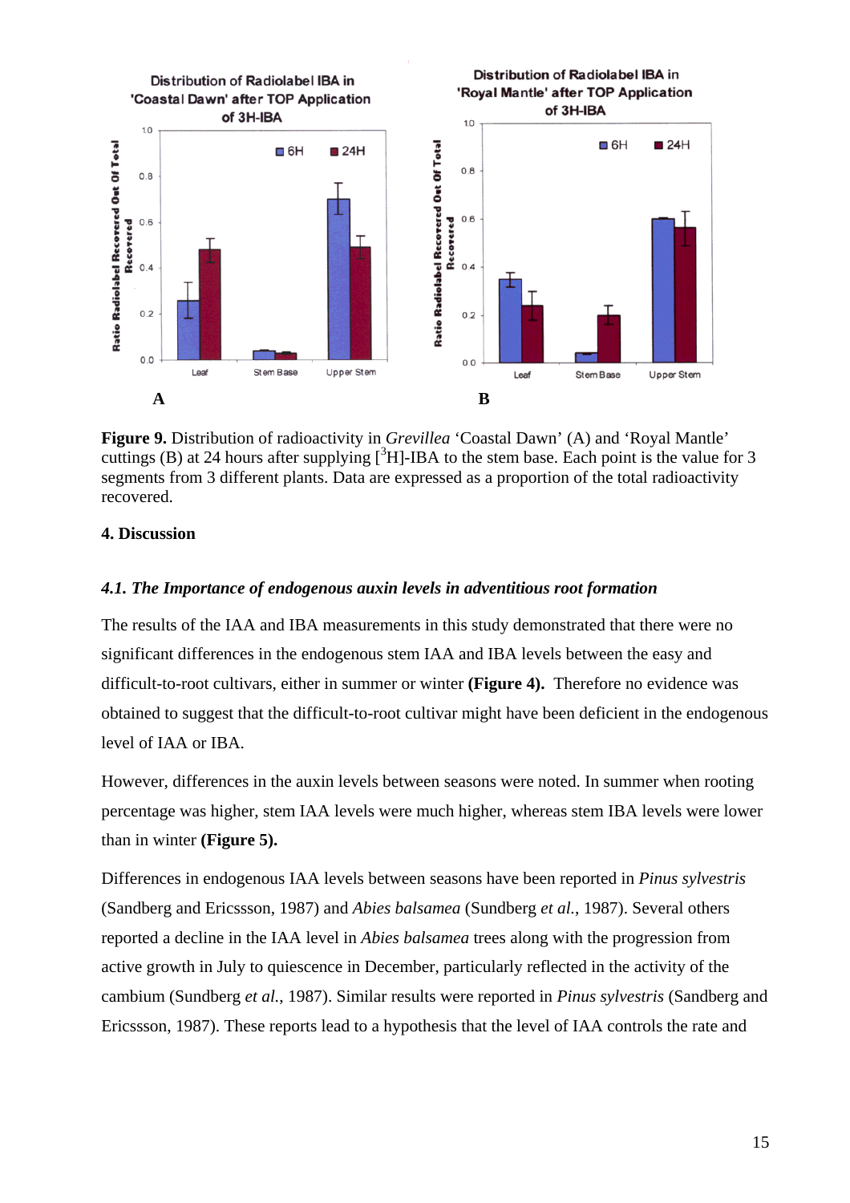Distribution of Radiolabel IBA in 'Coastal Dawn' after TOP Application of 3H-IBA

Ratio Radiolabel Recovered Out Of Total Recovered

1.0
0.8
0.6
0.4
0.2
0.0

6H
24H

Leaf
Stem Base
Upper Stem

A

Distribution of Radiolabel IBA in 'Royal Mantle' after TOP Application of 3H-IBA

Ratio Radiolabel Recovered Out Of Total Recovered

1.0
0.8
0.6
0.4
0.2
0.0

6H
24H

Leaf
Stem Base
Upper Stem

B

**Figure 9.** Distribution of radioactivity in *Grevillea* 'Coastal Dawn' (A) and 'Royal Mantle' cuttings (B) at 24 hours after supplying [$^3$H]-IBA to the stem base. Each point is the value for 3 segments from 3 different plants. Data are expressed as a proportion of the total radioactivity recovered.

## 4. Discussion

### *4.1. The Importance of endogenous auxin levels in adventitious root formation*

The results of the IAA and IBA measurements in this study demonstrated that there were no significant differences in the endogenous stem IAA and IBA levels between the easy and difficult-to-root cultivars, either in summer or winter **(Figure 4).** Therefore no evidence was obtained to suggest that the difficult-to-root cultivar might have been deficient in the endogenous level of IAA or IBA.

However, differences in the auxin levels between seasons were noted. In summer when rooting percentage was higher, stem IAA levels were much higher, whereas stem IBA levels were lower than in winter **(Figure 5).**

Differences in endogenous IAA levels between seasons have been reported in *Pinus sylvestris* (Sandberg and Ericssson, 1987) and *Abies balsamea* (Sundberg *et al.*, 1987). Several others reported a decline in the IAA level in *Abies balsamea* trees along with the progression from active growth in July to quiescence in December, particularly reflected in the activity of the cambium (Sundberg *et al.*, 1987). Similar results were reported in *Pinus sylvestris* (Sandberg and Ericssson, 1987). These reports lead to a hypothesis that the level of IAA controls the rate and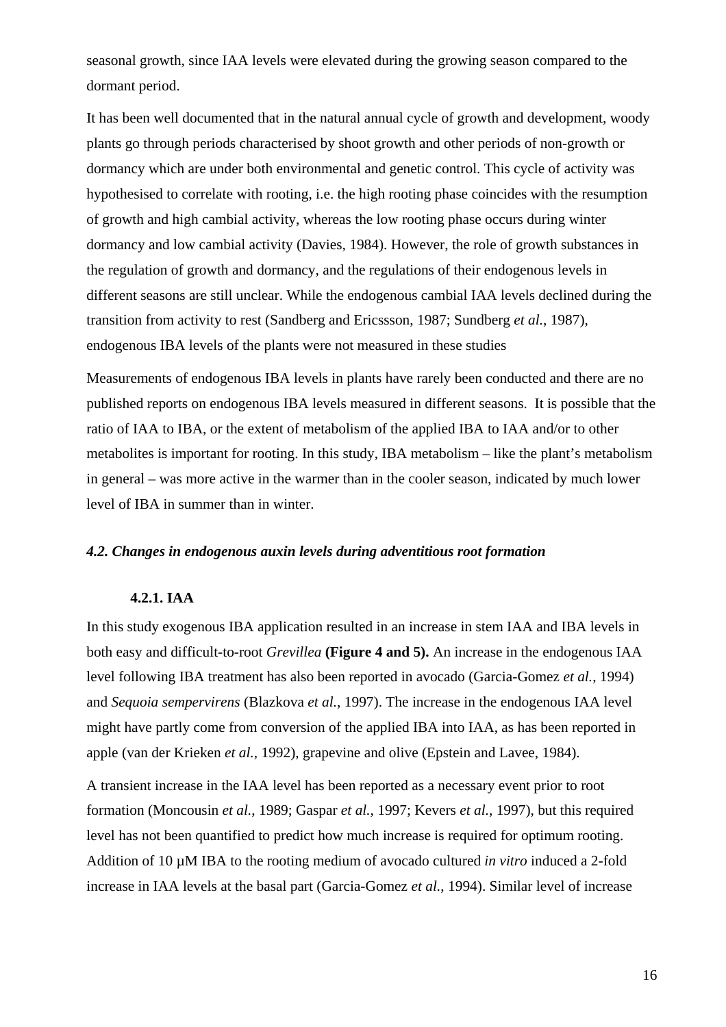seasonal growth, since IAA levels were elevated during the growing season compared to the dormant period.

It has been well documented that in the natural annual cycle of growth and development, woody plants go through periods characterised by shoot growth and other periods of non-growth or dormancy which are under both environmental and genetic control. This cycle of activity was hypothesised to correlate with rooting, i.e. the high rooting phase coincides with the resumption of growth and high cambial activity, whereas the low rooting phase occurs during winter dormancy and low cambial activity (Davies, 1984). However, the role of growth substances in the regulation of growth and dormancy, and the regulations of their endogenous levels in different seasons are still unclear. While the endogenous cambial IAA levels declined during the transition from activity to rest (Sandberg and Ericssson, 1987; Sundberg *et al.*, 1987), endogenous IBA levels of the plants were not measured in these studies

Measurements of endogenous IBA levels in plants have rarely been conducted and there are no published reports on endogenous IBA levels measured in different seasons. It is possible that the ratio of IAA to IBA, or the extent of metabolism of the applied IBA to IAA and/or to other metabolites is important for rooting. In this study, IBA metabolism – like the plant's metabolism in general – was more active in the warmer than in the cooler season, indicated by much lower level of IBA in summer than in winter.

### *4.2. Changes in endogenous auxin levels during adventitious root formation*

#### 4.2.1. IAA

In this study exogenous IBA application resulted in an increase in stem IAA and IBA levels in both easy and difficult-to-root *Grevillea* **(Figure 4 and 5).** An increase in the endogenous IAA level following IBA treatment has also been reported in avocado (Garcia-Gomez *et al.*, 1994) and *Sequoia sempervirens* (Blazkova *et al.*, 1997). The increase in the endogenous IAA level might have partly come from conversion of the applied IBA into IAA, as has been reported in apple (van der Krieken *et al.*, 1992), grapevine and olive (Epstein and Lavee, 1984).

A transient increase in the IAA level has been reported as a necessary event prior to root formation (Moncousin *et al.*, 1989; Gaspar *et al.*, 1997; Kevers *et al.*, 1997), but this required level has not been quantified to predict how much increase is required for optimum rooting. Addition of 10 µM IBA to the rooting medium of avocado cultured *in vitro* induced a 2-fold increase in IAA levels at the basal part (Garcia-Gomez *et al.*, 1994). Similar level of increase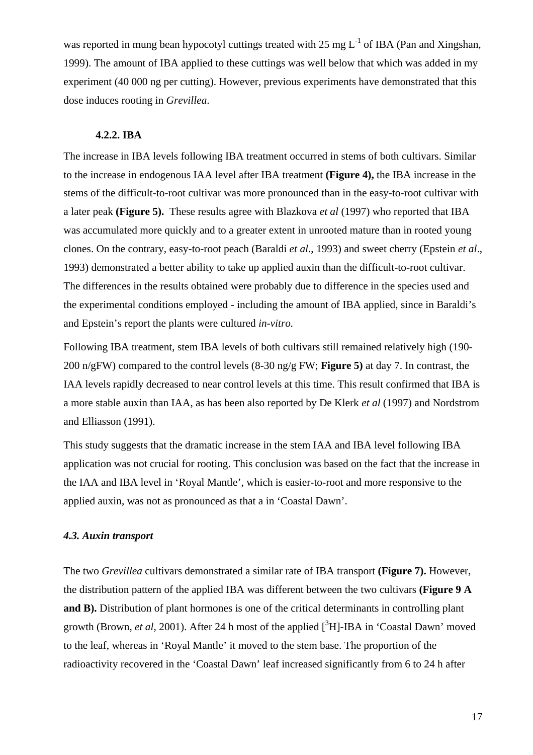was reported in mung bean hypocotyl cuttings treated with 25 mg $L^{-1}$ of IBA (Pan and Xingshan, 1999). The amount of IBA applied to these cuttings was well below that which was added in my experiment (40 000 ng per cutting). However, previous experiments have demonstrated that this dose induces rooting in *Grevillea*.

### 4.2.2. IBA

The increase in IBA levels following IBA treatment occurred in stems of both cultivars. Similar to the increase in endogenous IAA level after IBA treatment **(Figure 4),** the IBA increase in the stems of the difficult-to-root cultivar was more pronounced than in the easy-to-root cultivar with a later peak **(Figure 5).** These results agree with Blazkova *et al* (1997) who reported that IBA was accumulated more quickly and to a greater extent in unrooted mature than in rooted young clones. On the contrary, easy-to-root peach (Baraldi *et al*., 1993) and sweet cherry (Epstein *et al*., 1993) demonstrated a better ability to take up applied auxin than the difficult-to-root cultivar. The differences in the results obtained were probably due to difference in the species used and the experimental conditions employed - including the amount of IBA applied, since in Baraldi's and Epstein's report the plants were cultured *in-vitro.*

Following IBA treatment, stem IBA levels of both cultivars still remained relatively high (190-200 n/gFW) compared to the control levels (8-30 ng/g FW; **Figure 5)** at day 7. In contrast, the IAA levels rapidly decreased to near control levels at this time. This result confirmed that IBA is a more stable auxin than IAA, as has been also reported by De Klerk *et al* (1997) and Nordstrom and Elliasson (1991).

This study suggests that the dramatic increase in the stem IAA and IBA level following IBA application was not crucial for rooting. This conclusion was based on the fact that the increase in the IAA and IBA level in 'Royal Mantle', which is easier-to-root and more responsive to the applied auxin, was not as pronounced as that a in 'Coastal Dawn'.

### *4.3. Auxin transport*

The two *Grevillea* cultivars demonstrated a similar rate of IBA transport **(Figure 7).** However, the distribution pattern of the applied IBA was different between the two cultivars **(Figure 9 A and B).** Distribution of plant hormones is one of the critical determinants in controlling plant growth (Brown, *et al*, 2001). After 24 h most of the applied [$^{3}$H]-IBA in 'Coastal Dawn' moved to the leaf, whereas in 'Royal Mantle' it moved to the stem base. The proportion of the radioactivity recovered in the 'Coastal Dawn' leaf increased significantly from 6 to 24 h after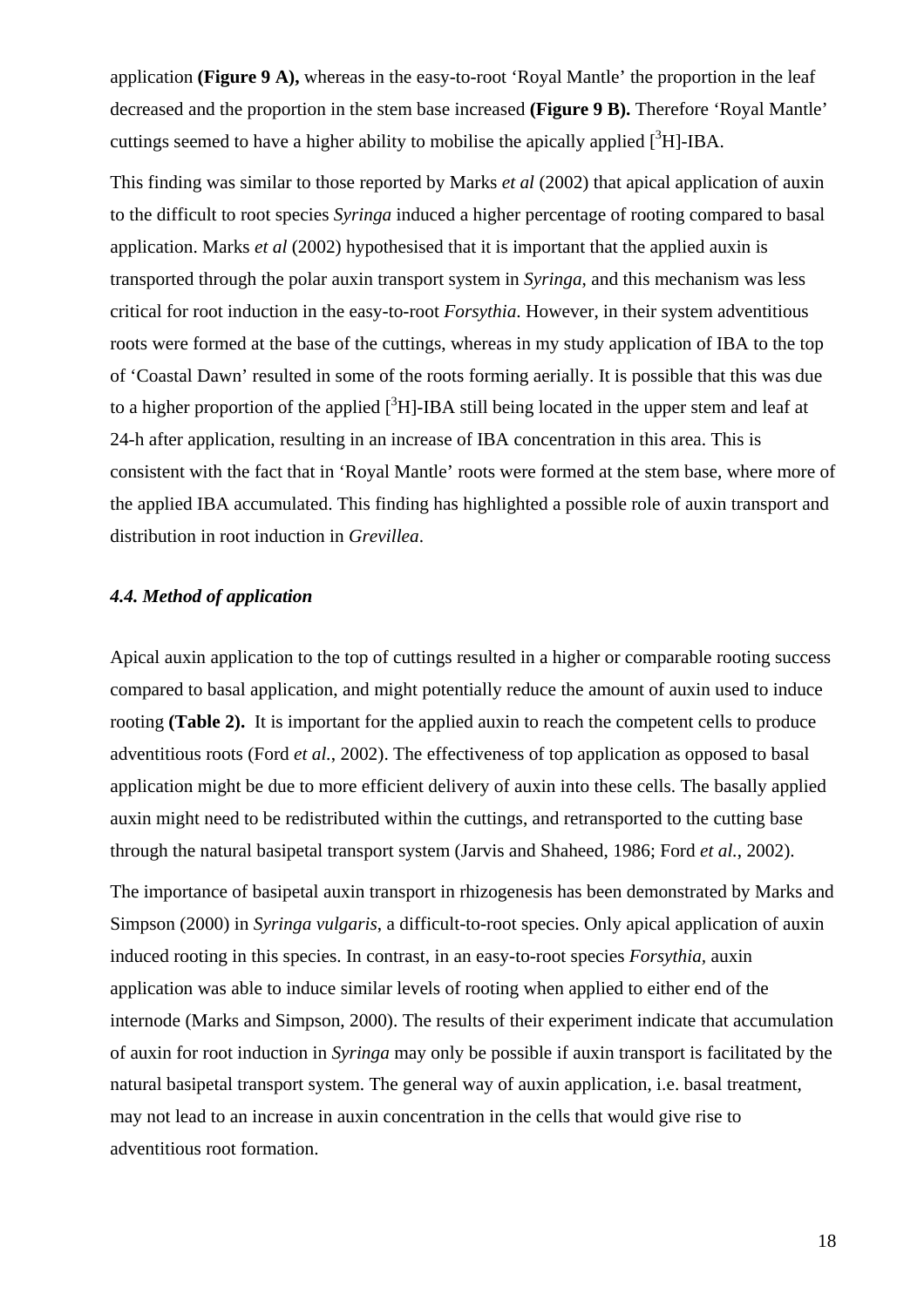application **(Figure 9 A),** whereas in the easy-to-root 'Royal Mantle' the proportion in the leaf decreased and the proportion in the stem base increased **(Figure 9 B).** Therefore 'Royal Mantle' cuttings seemed to have a higher ability to mobilise the apically applied [$^3$H]-IBA.

This finding was similar to those reported by Marks *et al* (2002) that apical application of auxin to the difficult to root species *Syringa* induced a higher percentage of rooting compared to basal application. Marks *et al* (2002) hypothesised that it is important that the applied auxin is transported through the polar auxin transport system in *Syringa*, and this mechanism was less critical for root induction in the easy-to-root *Forsythia*. However, in their system adventitious roots were formed at the base of the cuttings, whereas in my study application of IBA to the top of 'Coastal Dawn' resulted in some of the roots forming aerially. It is possible that this was due to a higher proportion of the applied [$^3$H]-IBA still being located in the upper stem and leaf at 24-h after application, resulting in an increase of IBA concentration in this area. This is consistent with the fact that in 'Royal Mantle' roots were formed at the stem base, where more of the applied IBA accumulated. This finding has highlighted a possible role of auxin transport and distribution in root induction in *Grevillea*.

### *4.4. Method of application*

Apical auxin application to the top of cuttings resulted in a higher or comparable rooting success compared to basal application, and might potentially reduce the amount of auxin used to induce rooting **(Table 2).** It is important for the applied auxin to reach the competent cells to produce adventitious roots (Ford *et al.*, 2002). The effectiveness of top application as opposed to basal application might be due to more efficient delivery of auxin into these cells. The basally applied auxin might need to be redistributed within the cuttings, and retransported to the cutting base through the natural basipetal transport system (Jarvis and Shaheed, 1986; Ford *et al.*, 2002).

The importance of basipetal auxin transport in rhizogenesis has been demonstrated by Marks and Simpson (2000) in *Syringa vulgaris*, a difficult-to-root species. Only apical application of auxin induced rooting in this species. In contrast, in an easy-to-root species *Forsythia*, auxin application was able to induce similar levels of rooting when applied to either end of the internode (Marks and Simpson, 2000). The results of their experiment indicate that accumulation of auxin for root induction in *Syringa* may only be possible if auxin transport is facilitated by the natural basipetal transport system. The general way of auxin application, i.e. basal treatment, may not lead to an increase in auxin concentration in the cells that would give rise to adventitious root formation.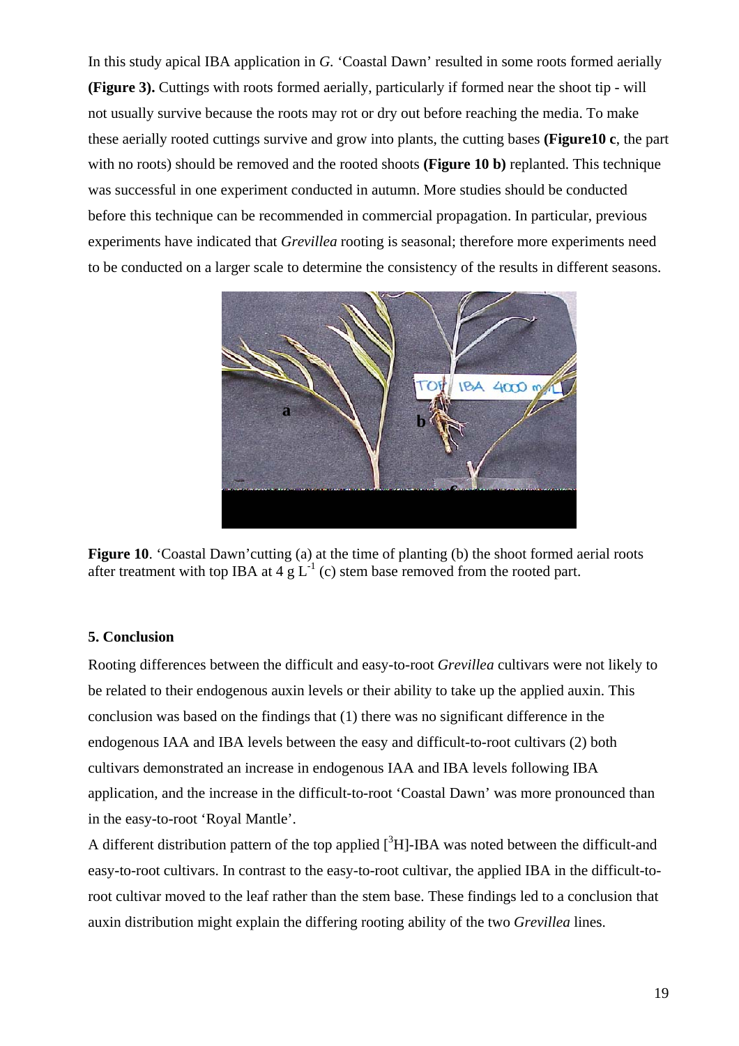In this study apical IBA application in *G.* 'Coastal Dawn' resulted in some roots formed aerially **(Figure 3).** Cuttings with roots formed aerially, particularly if formed near the shoot tip - will not usually survive because the roots may rot or dry out before reaching the media. To make these aerially rooted cuttings survive and grow into plants, the cutting bases **(Figure10 c**, the part with no roots) should be removed and the rooted shoots **(Figure 10 b)** replanted. This technique was successful in one experiment conducted in autumn. More studies should be conducted before this technique can be recommended in commercial propagation. In particular, previous experiments have indicated that *Grevillea* rooting is seasonal; therefore more experiments need to be conducted on a larger scale to determine the consistency of the results in different seasons.

**Figure 10**. 'Coastal Dawn'cutting (a) at the time of planting (b) the shoot formed aerial roots after treatment with top IBA at 4 g $L^{-1}$ (c) stem base removed from the rooted part.

## 5. Conclusion

Rooting differences between the difficult and easy-to-root *Grevillea* cultivars were not likely to be related to their endogenous auxin levels or their ability to take up the applied auxin. This conclusion was based on the findings that (1) there was no significant difference in the endogenous IAA and IBA levels between the easy and difficult-to-root cultivars (2) both cultivars demonstrated an increase in endogenous IAA and IBA levels following IBA application, and the increase in the difficult-to-root 'Coastal Dawn' was more pronounced than in the easy-to-root 'Royal Mantle'.

A different distribution pattern of the top applied [$^{3}$H]-IBA was noted between the difficult-and easy-to-root cultivars. In contrast to the easy-to-root cultivar, the applied IBA in the difficult-to-root cultivar moved to the leaf rather than the stem base. These findings led to a conclusion that auxin distribution might explain the differing rooting ability of the two *Grevillea* lines.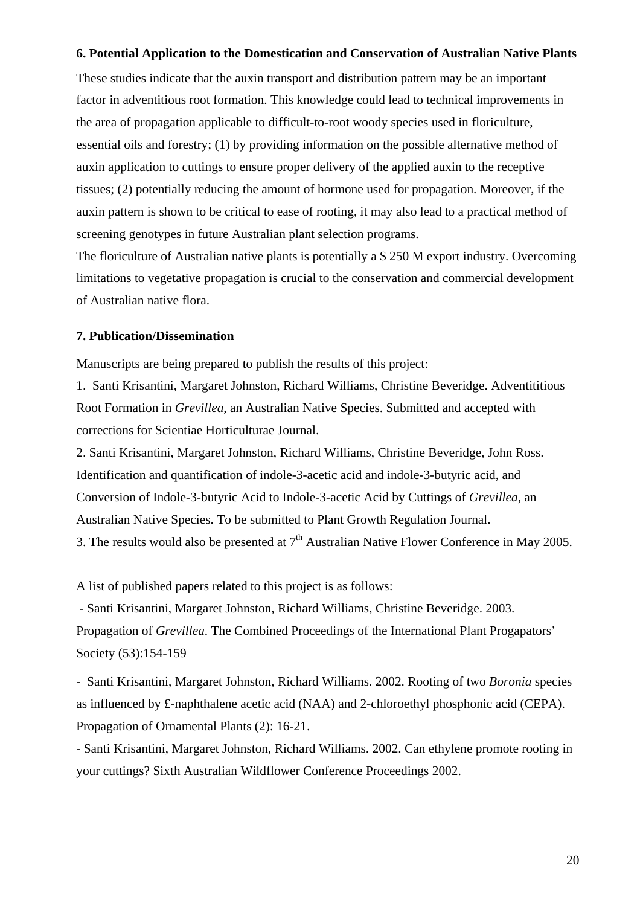### 6. Potential Application to the Domestication and Conservation of Australian Native Plants

These studies indicate that the auxin transport and distribution pattern may be an important factor in adventitious root formation. This knowledge could lead to technical improvements in the area of propagation applicable to difficult-to-root woody species used in floriculture, essential oils and forestry; (1) by providing information on the possible alternative method of auxin application to cuttings to ensure proper delivery of the applied auxin to the receptive tissues; (2) potentially reducing the amount of hormone used for propagation. Moreover, if the auxin pattern is shown to be critical to ease of rooting, it may also lead to a practical method of screening genotypes in future Australian plant selection programs.

The floriculture of Australian native plants is potentially a $ 250 M export industry. Overcoming limitations to vegetative propagation is crucial to the conservation and commercial development of Australian native flora.

### 7. Publication/Dissemination

Manuscripts are being prepared to publish the results of this project:

1. Santi Krisantini, Margaret Johnston, Richard Williams, Christine Beveridge. Adventititious Root Formation in *Grevillea*, an Australian Native Species. Submitted and accepted with corrections for Scientiae Horticulturae Journal.
2. Santi Krisantini, Margaret Johnston, Richard Williams, Christine Beveridge, John Ross. Identification and quantification of indole-3-acetic acid and indole-3-butyric acid, and Conversion of Indole-3-butyric Acid to Indole-3-acetic Acid by Cuttings of *Grevillea*, an Australian Native Species. To be submitted to Plant Growth Regulation Journal.
3. The results would also be presented at 7th Australian Native Flower Conference in May 2005.

A list of published papers related to this project is as follows:

- Santi Krisantini, Margaret Johnston, Richard Williams, Christine Beveridge. 2003. Propagation of *Grevillea*. The Combined Proceedings of the International Plant Progapators' Society (53):154-159
- Santi Krisantini, Margaret Johnston, Richard Williams. 2002. Rooting of two *Boronia* species as influenced by £-naphthalene acetic acid (NAA) and 2-chloroethyl phosphonic acid (CEPA). Propagation of Ornamental Plants (2): 16-21.
- Santi Krisantini, Margaret Johnston, Richard Williams. 2002. Can ethylene promote rooting in your cuttings? Sixth Australian Wildflower Conference Proceedings 2002.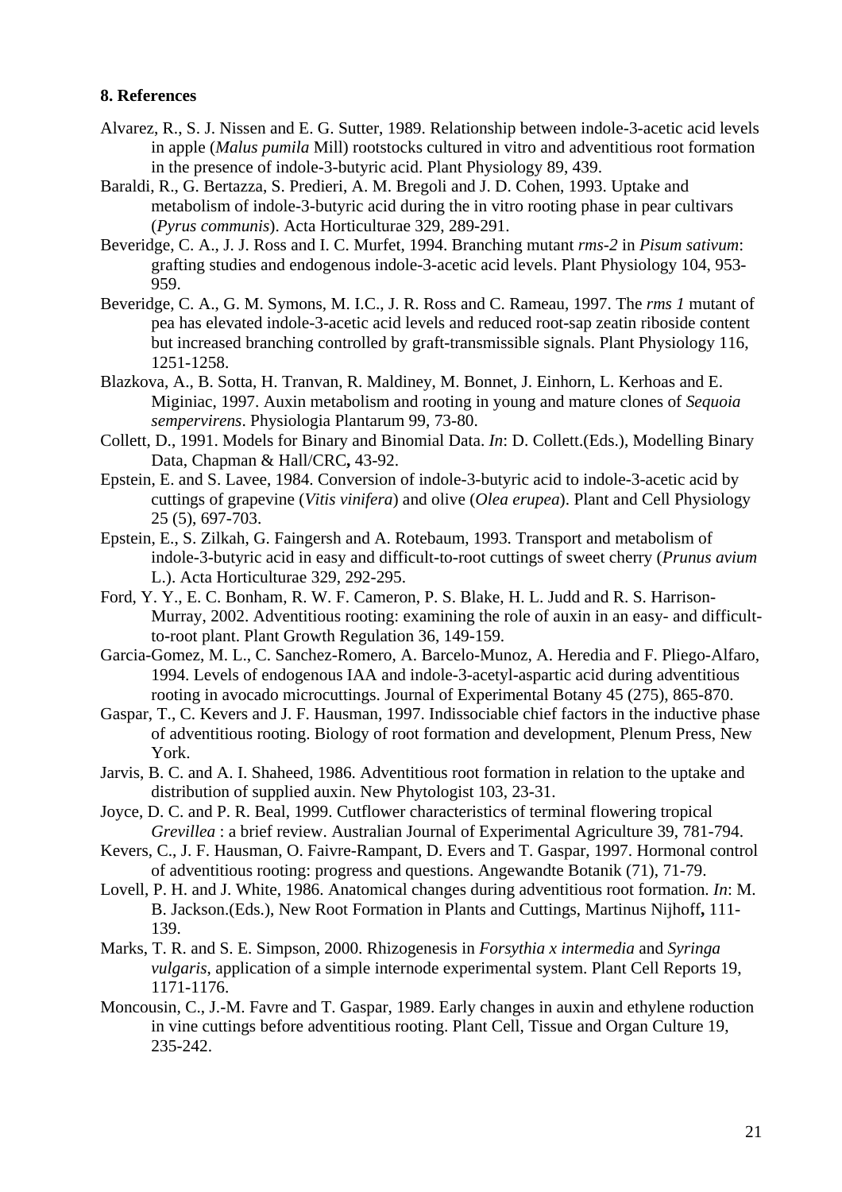### 8. References

Alvarez, R., S. J. Nissen and E. G. Sutter, 1989. Relationship between indole-3-acetic acid levels in apple (*Malus pumila* Mill) rootstocks cultured in vitro and adventitious root formation in the presence of indole-3-butyric acid. Plant Physiology 89, 439.

Baraldi, R., G. Bertazza, S. Predieri, A. M. Bregoli and J. D. Cohen, 1993. Uptake and metabolism of indole-3-butyric acid during the in vitro rooting phase in pear cultivars (*Pyrus communis*). Acta Horticulturae 329, 289-291.

Beveridge, C. A., J. J. Ross and I. C. Murfet, 1994. Branching mutant *rms-2* in *Pisum sativum*: grafting studies and endogenous indole-3-acetic acid levels. Plant Physiology 104, 953-959.

Beveridge, C. A., G. M. Symons, M. I.C., J. R. Ross and C. Rameau, 1997. The *rms 1* mutant of pea has elevated indole-3-acetic acid levels and reduced root-sap zeatin riboside content but increased branching controlled by graft-transmissible signals. Plant Physiology 116, 1251-1258.

Blazkova, A., B. Sotta, H. Tranvan, R. Maldiney, M. Bonnet, J. Einhorn, L. Kerhoas and E. Miginiac, 1997. Auxin metabolism and rooting in young and mature clones of *Sequoia sempervirens*. Physiologia Plantarum 99, 73-80.

Collett, D., 1991. Models for Binary and Binomial Data. *In*: D. Collett.(Eds.), Modelling Binary Data, Chapman & Hall/CRC**,** 43-92.

Epstein, E. and S. Lavee, 1984. Conversion of indole-3-butyric acid to indole-3-acetic acid by cuttings of grapevine (*Vitis vinifera*) and olive (*Olea erupea*). Plant and Cell Physiology 25 (5), 697-703.

Epstein, E., S. Zilkah, G. Faingersh and A. Rotebaum, 1993. Transport and metabolism of indole-3-butyric acid in easy and difficult-to-root cuttings of sweet cherry (*Prunus avium* L.). Acta Horticulturae 329, 292-295.

Ford, Y. Y., E. C. Bonham, R. W. F. Cameron, P. S. Blake, H. L. Judd and R. S. Harrison-Murray, 2002. Adventitious rooting: examining the role of auxin in an easy- and difficult-to-root plant. Plant Growth Regulation 36, 149-159.

Garcia-Gomez, M. L., C. Sanchez-Romero, A. Barcelo-Munoz, A. Heredia and F. Pliego-Alfaro, 1994. Levels of endogenous IAA and indole-3-acetyl-aspartic acid during adventitious rooting in avocado microcuttings. Journal of Experimental Botany 45 (275), 865-870.

Gaspar, T., C. Kevers and J. F. Hausman, 1997. Indissociable chief factors in the inductive phase of adventitious rooting. Biology of root formation and development, Plenum Press, New York.

Jarvis, B. C. and A. I. Shaheed, 1986. Adventitious root formation in relation to the uptake and distribution of supplied auxin. New Phytologist 103, 23-31.

Joyce, D. C. and P. R. Beal, 1999. Cutflower characteristics of terminal flowering tropical *Grevillea* : a brief review. Australian Journal of Experimental Agriculture 39, 781-794.

Kevers, C., J. F. Hausman, O. Faivre-Rampant, D. Evers and T. Gaspar, 1997. Hormonal control of adventitious rooting: progress and questions. Angewandte Botanik (71), 71-79.

Lovell, P. H. and J. White, 1986. Anatomical changes during adventitious root formation. *In*: M. B. Jackson.(Eds.), New Root Formation in Plants and Cuttings, Martinus Nijhoff**,** 111-139.

Marks, T. R. and S. E. Simpson, 2000. Rhizogenesis in *Forsythia x intermedia* and *Syringa vulgaris*, application of a simple internode experimental system. Plant Cell Reports 19, 1171-1176.

Moncousin, C., J.-M. Favre and T. Gaspar, 1989. Early changes in auxin and ethylene roduction in vine cuttings before adventitious rooting. Plant Cell, Tissue and Organ Culture 19, 235-242.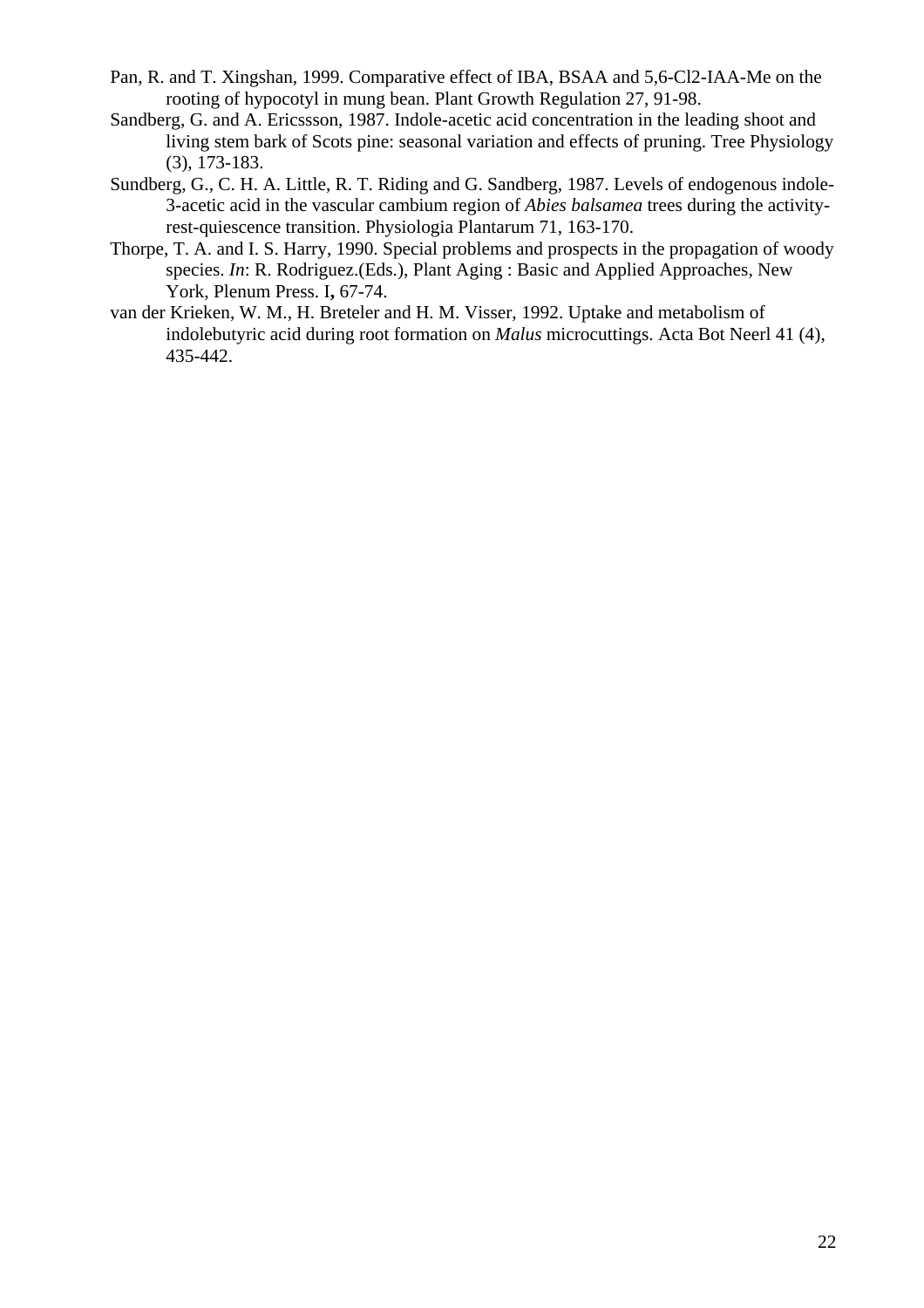Pan, R. and T. Xingshan, 1999. Comparative effect of IBA, BSAA and 5,6-Cl2-IAA-Me on the rooting of hypocotyl in mung bean. Plant Growth Regulation 27, 91-98.

Sandberg, G. and A. Ericssson, 1987. Indole-acetic acid concentration in the leading shoot and living stem bark of Scots pine: seasonal variation and effects of pruning. Tree Physiology (3), 173-183.

Sundberg, G., C. H. A. Little, R. T. Riding and G. Sandberg, 1987. Levels of endogenous indole-3-acetic acid in the vascular cambium region of *Abies balsamea* trees during the activity-rest-quiescence transition. Physiologia Plantarum 71, 163-170.

Thorpe, T. A. and I. S. Harry, 1990. Special problems and prospects in the propagation of woody species. *In*: R. Rodriguez.(Eds.), Plant Aging : Basic and Applied Approaches, New York, Plenum Press. I**,** 67-74.

van der Krieken, W. M., H. Breteler and H. M. Visser, 1992. Uptake and metabolism of indolebutyric acid during root formation on *Malus* microcuttings. Acta Bot Neerl 41 (4), 435-442.